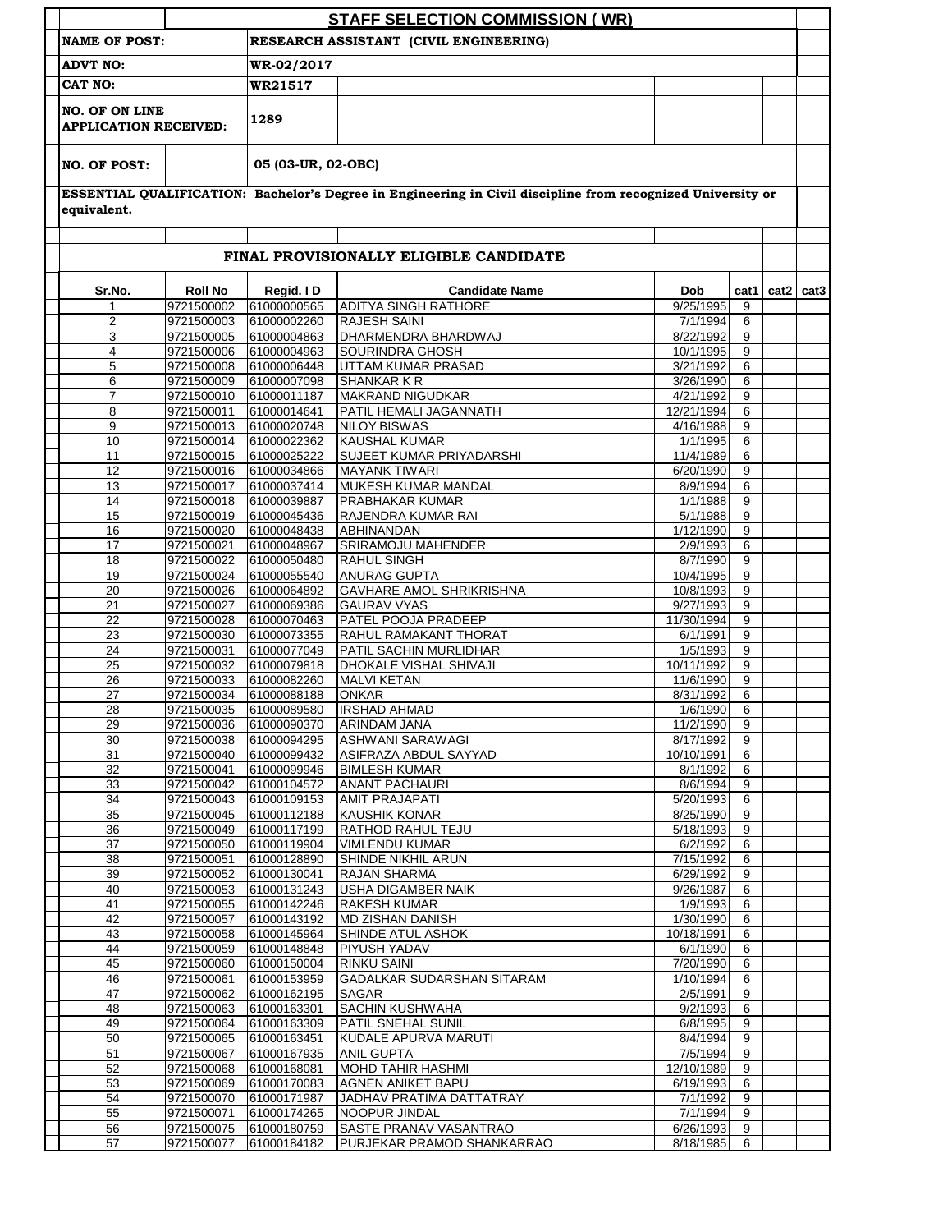# STAFF SELECTION COMMISSION ( WR)

| | |
|---|---|
| **NAME OF POST:** | **RESEARCH ASSISTANT (CIVIL ENGINEERING)** |
| **ADVT NO:** | **WR-02/2017** |
| **CAT NO:** | **WR21517** |
| **NO. OF ON LINE APPLICATION RECEIVED:** | **1289** |
| **NO. OF POST:** | **05 (03-UR, 02-OBC)** |

**ESSENTIAL QUALIFICATION: Bachelor's Degree in Engineering in Civil discipline from recognized University or equivalent.**

## FINAL PROVISIONALLY ELIGIBLE CANDIDATE

| Sr.No. | Roll No | Regid. I D | Candidate Name | Dob | cat1 | cat2 | cat3 |
|---|---|---|---|---|---|---|---|
| 1 | 9721500002 | 61000000565 | ADITYA SINGH RATHORE | 9/25/1995 | 9 | | |
| 2 | 9721500003 | 61000002260 | RAJESH SAINI | 7/1/1994 | 6 | | |
| 3 | 9721500005 | 61000004863 | DHARMENDRA BHARDWAJ | 8/22/1992 | 9 | | |
| 4 | 9721500006 | 61000004963 | SOURINDRA GHOSH | 10/1/1995 | 9 | | |
| 5 | 9721500008 | 61000006448 | UTTAM KUMAR PRASAD | 3/21/1992 | 6 | | |
| 6 | 9721500009 | 61000007098 | SHANKAR K R | 3/26/1990 | 6 | | |
| 7 | 9721500010 | 61000011187 | MAKRAND NIGUDKAR | 4/21/1992 | 9 | | |
| 8 | 9721500011 | 61000014641 | PATIL HEMALI JAGANNATH | 12/21/1994 | 6 | | |
| 9 | 9721500013 | 61000020748 | NILOY BISWAS | 4/16/1988 | 9 | | |
| 10 | 9721500014 | 61000022362 | KAUSHAL KUMAR | 1/1/1995 | 6 | | |
| 11 | 9721500015 | 61000025222 | SUJEET KUMAR PRIYADARSHI | 11/4/1989 | 6 | | |
| 12 | 9721500016 | 61000034866 | MAYANK TIWARI | 6/20/1990 | 9 | | |
| 13 | 9721500017 | 61000037414 | MUKESH KUMAR MANDAL | 8/9/1994 | 6 | | |
| 14 | 9721500018 | 61000039887 | PRABHAKAR KUMAR | 1/1/1988 | 9 | | |
| 15 | 9721500019 | 61000045436 | RAJENDRA KUMAR RAI | 5/1/1988 | 9 | | |
| 16 | 9721500020 | 61000048438 | ABHINANDAN | 1/12/1990 | 9 | | |
| 17 | 9721500021 | 61000048967 | SRIRAMOJU MAHENDER | 2/9/1993 | 6 | | |
| 18 | 9721500022 | 61000050480 | RAHUL SINGH | 8/7/1990 | 9 | | |
| 19 | 9721500024 | 61000055540 | ANURAG GUPTA | 10/4/1995 | 9 | | |
| 20 | 9721500026 | 61000064892 | GAVHARE AMOL SHRIKRISHNA | 10/8/1993 | 9 | | |
| 21 | 9721500027 | 61000069386 | GAURAV VYAS | 9/27/1993 | 9 | | |
| 22 | 9721500028 | 61000070463 | PATEL POOJA PRADEEP | 11/30/1994 | 9 | | |
| 23 | 9721500030 | 61000073355 | RAHUL RAMAKANT THORAT | 6/1/1991 | 9 | | |
| 24 | 9721500031 | 61000077049 | PATIL SACHIN MURLIDHAR | 1/5/1993 | 9 | | |
| 25 | 9721500032 | 61000079818 | DHOKALE VISHAL SHIVAJI | 10/11/1992 | 9 | | |
| 26 | 9721500033 | 61000082260 | MALVI KETAN | 11/6/1990 | 9 | | |
| 27 | 9721500034 | 61000088188 | ONKAR | 8/31/1992 | 6 | | |
| 28 | 9721500035 | 61000089580 | IRSHAD AHMAD | 1/6/1990 | 6 | | |
| 29 | 9721500036 | 61000090370 | ARINDAM JANA | 11/2/1990 | 9 | | |
| 30 | 9721500038 | 61000094295 | ASHWANI SARAWAGI | 8/17/1992 | 9 | | |
| 31 | 9721500040 | 61000099432 | ASIFRAZA ABDUL SAYYAD | 10/10/1991 | 6 | | |
| 32 | 9721500041 | 61000099946 | BIMLESH KUMAR | 8/1/1992 | 6 | | |
| 33 | 9721500042 | 61000104572 | ANANT PACHAURI | 8/6/1994 | 9 | | |
| 34 | 9721500043 | 61000109153 | AMIT PRAJAPATI | 5/20/1993 | 6 | | |
| 35 | 9721500045 | 61000112188 | KAUSHIK KONAR | 8/25/1990 | 9 | | |
| 36 | 9721500049 | 61000117199 | RATHOD RAHUL TEJU | 5/18/1993 | 9 | | |
| 37 | 9721500050 | 61000119904 | VIMLENDU KUMAR | 6/2/1992 | 6 | | |
| 38 | 9721500051 | 61000128890 | SHINDE NIKHIL ARUN | 7/15/1992 | 6 | | |
| 39 | 9721500052 | 61000130041 | RAJAN SHARMA | 6/29/1992 | 9 | | |
| 40 | 9721500053 | 61000131243 | USHA DIGAMBER NAIK | 9/26/1987 | 6 | | |
| 41 | 9721500055 | 61000142246 | RAKESH KUMAR | 1/9/1993 | 6 | | |
| 42 | 9721500057 | 61000143192 | MD ZISHAN DANISH | 1/30/1990 | 6 | | |
| 43 | 9721500058 | 61000145964 | SHINDE ATUL ASHOK | 10/18/1991 | 6 | | |
| 44 | 9721500059 | 61000148848 | PIYUSH YADAV | 6/1/1990 | 6 | | |
| 45 | 9721500060 | 61000150004 | RINKU SAINI | 7/20/1990 | 6 | | |
| 46 | 9721500061 | 61000153959 | GADALKAR SUDARSHAN SITARAM | 1/10/1994 | 6 | | |
| 47 | 9721500062 | 61000162195 | SAGAR | 2/5/1991 | 9 | | |
| 48 | 9721500063 | 61000163301 | SACHIN KUSHWAHA | 9/2/1993 | 6 | | |
| 49 | 9721500064 | 61000163309 | PATIL SNEHAL SUNIL | 6/8/1995 | 9 | | |
| 50 | 9721500065 | 61000163451 | KUDALE APURVA MARUTI | 8/4/1994 | 9 | | |
| 51 | 9721500067 | 61000167935 | ANIL GUPTA | 7/5/1994 | 9 | | |
| 52 | 9721500068 | 61000168081 | MOHD TAHIR HASHMI | 12/10/1989 | 9 | | |
| 53 | 9721500069 | 61000170083 | AGNEN ANIKET BAPU | 6/19/1993 | 6 | | |
| 54 | 9721500070 | 61000171987 | JADHAV PRATIMA DATTATRAY | 7/1/1992 | 9 | | |
| 55 | 9721500071 | 61000174265 | NOOPUR JINDAL | 7/1/1994 | 9 | | |
| 56 | 9721500075 | 61000180759 | SASTE PRANAV VASANTRAO | 6/26/1993 | 9 | | |
| 57 | 9721500077 | 61000184182 | PURJEKAR PRAMOD SHANKARRAO | 8/18/1985 | 6 | | |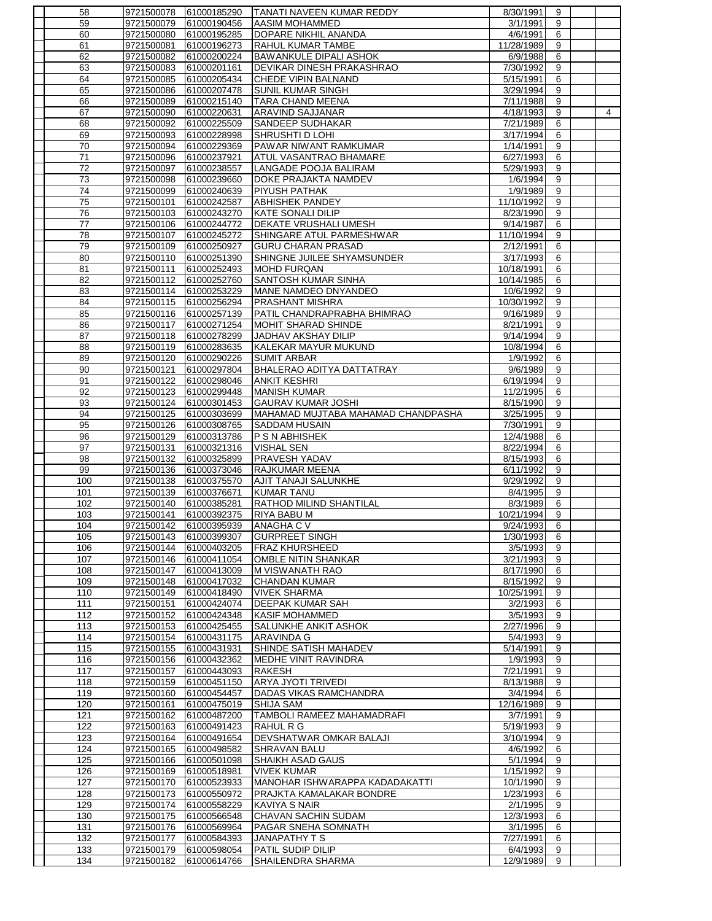| | | | | | | | | |
|---|---|---|---|---|---|---|---|---|
| | 58 | 9721500078 | 61000185290 | TANATI NAVEEN KUMAR REDDY | 8/30/1991 | 9 | | |
| | 59 | 9721500079 | 61000190456 | AASIM MOHAMMED | 3/1/1991 | 9 | | |
| | 60 | 9721500080 | 61000195285 | DOPARE NIKHIL ANANDA | 4/6/1991 | 6 | | |
| | 61 | 9721500081 | 61000196273 | RAHUL KUMAR TAMBE | 11/28/1989 | 9 | | |
| | 62 | 9721500082 | 61000200224 | BAWANKULE DIPALI ASHOK | 6/9/1988 | 6 | | |
| | 63 | 9721500083 | 61000201161 | DEVIKAR DINESH PRAKASHRAO | 7/30/1992 | 9 | | |
| | 64 | 9721500085 | 61000205434 | CHEDE VIPIN BALNAND | 5/15/1991 | 6 | | |
| | 65 | 9721500086 | 61000207478 | SUNIL KUMAR SINGH | 3/29/1994 | 9 | | |
| | 66 | 9721500089 | 61000215140 | TARA CHAND MEENA | 7/11/1988 | 9 | | |
| | 67 | 9721500090 | 61000220631 | ARAVIND SAJJANAR | 4/18/1993 | 9 | | 4 |
| | 68 | 9721500092 | 61000225509 | SANDEEP SUDHAKAR | 7/21/1989 | 6 | | |
| | 69 | 9721500093 | 61000228998 | SHRUSHTI D LOHI | 3/17/1994 | 6 | | |
| | 70 | 9721500094 | 61000229369 | PAWAR NIWANT RAMKUMAR | 1/14/1991 | 9 | | |
| | 71 | 9721500096 | 61000237921 | ATUL VASANTRAO BHAMARE | 6/27/1993 | 6 | | |
| | 72 | 9721500097 | 61000238557 | LANGADE POOJA BALIRAM | 5/29/1993 | 9 | | |
| | 73 | 9721500098 | 61000239660 | DOKE PRAJAKTA NAMDEV | 1/6/1994 | 9 | | |
| | 74 | 9721500099 | 61000240639 | PIYUSH PATHAK | 1/9/1989 | 9 | | |
| | 75 | 9721500101 | 61000242587 | ABHISHEK PANDEY | 11/10/1992 | 9 | | |
| | 76 | 9721500103 | 61000243270 | KATE SONALI DILIP | 8/23/1990 | 9 | | |
| | 77 | 9721500106 | 61000244772 | DEKATE VRUSHALI UMESH | 9/14/1987 | 6 | | |
| | 78 | 9721500107 | 61000245272 | SHINGARE ATUL PARMESHWAR | 11/10/1994 | 9 | | |
| | 79 | 9721500109 | 61000250927 | GURU CHARAN PRASAD | 2/12/1991 | 6 | | |
| | 80 | 9721500110 | 61000251390 | SHINGNE JUILEE SHYAMSUNDER | 3/17/1993 | 6 | | |
| | 81 | 9721500111 | 61000252493 | MOHD FURQAN | 10/18/1991 | 6 | | |
| | 82 | 9721500112 | 61000252760 | SANTOSH KUMAR SINHA | 10/14/1985 | 6 | | |
| | 83 | 9721500114 | 61000253229 | MANE NAMDEO DNYANDEO | 10/6/1992 | 9 | | |
| | 84 | 9721500115 | 61000256294 | PRASHANT MISHRA | 10/30/1992 | 9 | | |
| | 85 | 9721500116 | 61000257139 | PATIL CHANDRAPRABHA BHIMRAO | 9/16/1989 | 9 | | |
| | 86 | 9721500117 | 61000271254 | MOHIT SHARAD SHINDE | 8/21/1991 | 9 | | |
| | 87 | 9721500118 | 61000278299 | JADHAV AKSHAY DILIP | 9/14/1994 | 9 | | |
| | 88 | 9721500119 | 61000283635 | KALEKAR MAYUR MUKUND | 10/8/1994 | 6 | | |
| | 89 | 9721500120 | 61000290226 | SUMIT ARBAR | 1/9/1992 | 6 | | |
| | 90 | 9721500121 | 61000297804 | BHALERAO ADITYA DATTATRAY | 9/6/1989 | 9 | | |
| | 91 | 9721500122 | 61000298046 | ANKIT KESHRI | 6/19/1994 | 9 | | |
| | 92 | 9721500123 | 61000299448 | MANISH KUMAR | 11/2/1995 | 6 | | |
| | 93 | 9721500124 | 61000301453 | GAURAV KUMAR JOSHI | 8/15/1990 | 9 | | |
| | 94 | 9721500125 | 61000303699 | MAHAMAD MUJTABA MAHAMAD CHANDPASHA | 3/25/1995 | 9 | | |
| | 95 | 9721500126 | 61000308765 | SADDAM HUSAIN | 7/30/1991 | 9 | | |
| | 96 | 9721500129 | 61000313786 | P S N ABHISHEK | 12/4/1988 | 6 | | |
| | 97 | 9721500131 | 61000321316 | VISHAL SEN | 8/22/1994 | 6 | | |
| | 98 | 9721500132 | 61000325899 | PRAVESH YADAV | 8/15/1993 | 6 | | |
| | 99 | 9721500136 | 61000373046 | RAJKUMAR MEENA | 6/11/1992 | 9 | | |
| | 100 | 9721500138 | 61000375570 | AJIT TANAJI SALUNKHE | 9/29/1992 | 9 | | |
| | 101 | 9721500139 | 61000376671 | KUMAR TANU | 8/4/1995 | 9 | | |
| | 102 | 9721500140 | 61000385281 | RATHOD MILIND SHANTILAL | 8/3/1989 | 6 | | |
| | 103 | 9721500141 | 61000392375 | RIYA BABU M | 10/21/1994 | 9 | | |
| | 104 | 9721500142 | 61000395939 | ANAGHA C V | 9/24/1993 | 6 | | |
| | 105 | 9721500143 | 61000399307 | GURPREET SINGH | 1/30/1993 | 6 | | |
| | 106 | 9721500144 | 61000403205 | FRAZ KHURSHEED | 3/5/1993 | 9 | | |
| | 107 | 9721500146 | 61000411054 | OMBLE NITIN SHANKAR | 3/21/1993 | 9 | | |
| | 108 | 9721500147 | 61000413009 | M VISWANATH RAO | 8/17/1990 | 6 | | |
| | 109 | 9721500148 | 61000417032 | CHANDAN KUMAR | 8/15/1992 | 9 | | |
| | 110 | 9721500149 | 61000418490 | VIVEK SHARMA | 10/25/1991 | 9 | | |
| | 111 | 9721500151 | 61000424074 | DEEPAK KUMAR SAH | 3/2/1993 | 6 | | |
| | 112 | 9721500152 | 61000424348 | KASIF MOHAMMED | 3/5/1993 | 9 | | |
| | 113 | 9721500153 | 61000425455 | SALUNKHE ANKIT ASHOK | 2/27/1996 | 9 | | |
| | 114 | 9721500154 | 61000431175 | ARAVINDA G | 5/4/1993 | 9 | | |
| | 115 | 9721500155 | 61000431931 | SHINDE SATISH MAHADEV | 5/14/1991 | 9 | | |
| | 116 | 9721500156 | 61000432362 | MEDHE VINIT RAVINDRA | 1/9/1993 | 9 | | |
| | 117 | 9721500157 | 61000443093 | RAKESH | 7/21/1991 | 9 | | |
| | 118 | 9721500159 | 61000451150 | ARYA JYOTI TRIVEDI | 8/13/1988 | 9 | | |
| | 119 | 9721500160 | 61000454457 | DADAS VIKAS RAMCHANDRA | 3/4/1994 | 6 | | |
| | 120 | 9721500161 | 61000475019 | SHIJA SAM | 12/16/1989 | 9 | | |
| | 121 | 9721500162 | 61000487200 | TAMBOLI RAMEEZ MAHAMADRAFI | 3/7/1991 | 9 | | |
| | 122 | 9721500163 | 61000491423 | RAHUL R G | 5/19/1993 | 9 | | |
| | 123 | 9721500164 | 61000491654 | DEVSHATWAR OMKAR BALAJI | 3/10/1994 | 9 | | |
| | 124 | 9721500165 | 61000498582 | SHRAVAN BALU | 4/6/1992 | 6 | | |
| | 125 | 9721500166 | 61000501098 | SHAIKH ASAD GAUS | 5/1/1994 | 9 | | |
| | 126 | 9721500169 | 61000518981 | VIVEK KUMAR | 1/15/1992 | 9 | | |
| | 127 | 9721500170 | 61000523933 | MANOHAR ISHWARAPPA KADADAKATTI | 10/1/1990 | 9 | | |
| | 128 | 9721500173 | 61000550972 | PRAJKTA KAMALAKAR BONDRE | 1/23/1993 | 6 | | |
| | 129 | 9721500174 | 61000558229 | KAVIYA S NAIR | 2/1/1995 | 9 | | |
| | 130 | 9721500175 | 61000566548 | CHAVAN SACHIN SUDAM | 12/3/1993 | 6 | | |
| | 131 | 9721500176 | 61000569964 | PAGAR SNEHA SOMNATH | 3/1/1995 | 6 | | |
| | 132 | 9721500177 | 61000584393 | JANAPATHY T S | 7/27/1991 | 6 | | |
| | 133 | 9721500179 | 61000598054 | PATIL SUDIP DILIP | 6/4/1993 | 9 | | |
| | 134 | 9721500182 | 61000614766 | SHAILENDRA SHARMA | 12/9/1989 | 9 | | |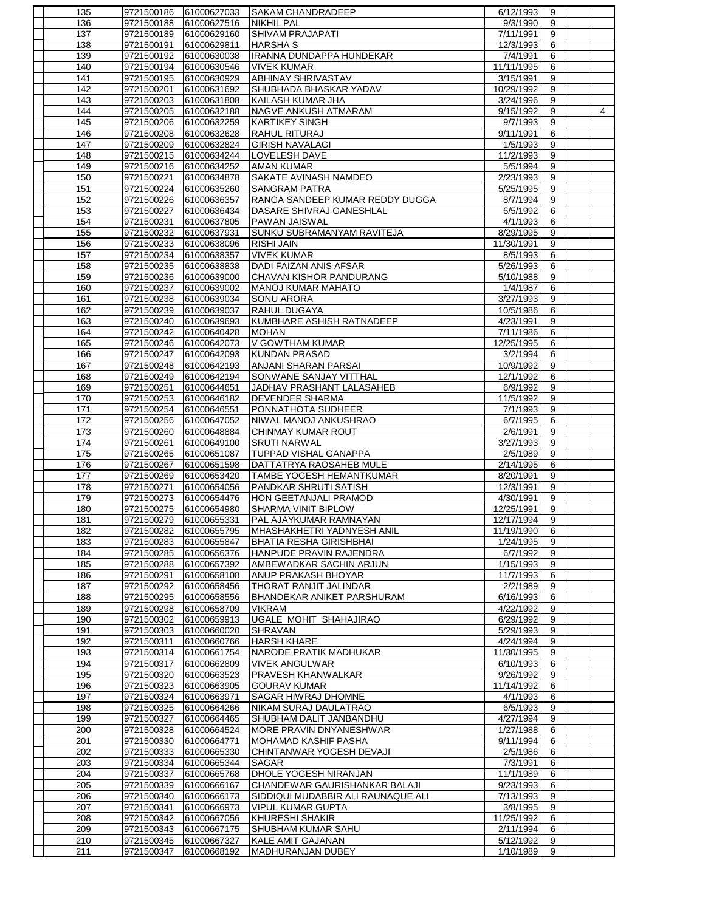| | | | | | | | |
|---|---|---|---|---|---|---|---|
| 135 | 9721500186 | 61000627033 | SAKAM CHANDRADEEP | 6/12/1993 | 9 | | |
| 136 | 9721500188 | 61000627516 | NIKHIL PAL | 9/3/1990 | 9 | | |
| 137 | 9721500189 | 61000629160 | SHIVAM PRAJAPATI | 7/11/1991 | 9 | | |
| 138 | 9721500191 | 61000629811 | HARSHA S | 12/3/1993 | 6 | | |
| 139 | 9721500192 | 61000630038 | IRANNA DUNDAPPA HUNDEKAR | 7/4/1991 | 6 | | |
| 140 | 9721500194 | 61000630546 | VIVEK KUMAR | 11/11/1995 | 6 | | |
| 141 | 9721500195 | 61000630929 | ABHINAY SHRIVASTAV | 3/15/1991 | 9 | | |
| 142 | 9721500201 | 61000631692 | SHUBHADA BHASKAR YADAV | 10/29/1992 | 9 | | |
| 143 | 9721500203 | 61000631808 | KAILASH KUMAR JHA | 3/24/1996 | 9 | | |
| 144 | 9721500205 | 61000632188 | NAGVE ANKUSH ATMARAM | 9/15/1992 | 9 | | 4 |
| 145 | 9721500206 | 61000632259 | KARTIKEY SINGH | 9/7/1993 | 9 | | |
| 146 | 9721500208 | 61000632628 | RAHUL RITURAJ | 9/11/1991 | 6 | | |
| 147 | 9721500209 | 61000632824 | GIRISH NAVALAGI | 1/5/1993 | 9 | | |
| 148 | 9721500215 | 61000634244 | LOVELESH DAVE | 11/2/1993 | 9 | | |
| 149 | 9721500216 | 61000634252 | AMAN KUMAR | 5/5/1994 | 9 | | |
| 150 | 9721500221 | 61000634878 | SAKATE AVINASH NAMDEO | 2/23/1993 | 9 | | |
| 151 | 9721500224 | 61000635260 | SANGRAM PATRA | 5/25/1995 | 9 | | |
| 152 | 9721500226 | 61000636357 | RANGA SANDEEP KUMAR REDDY DUGGA | 8/7/1994 | 9 | | |
| 153 | 9721500227 | 61000636434 | DASARE SHIVRAJ GANESHLAL | 6/5/1992 | 6 | | |
| 154 | 9721500231 | 61000637805 | PAWAN JAISWAL | 4/1/1993 | 6 | | |
| 155 | 9721500232 | 61000637931 | SUNKU SUBRAMANYAM RAVITEJA | 8/29/1995 | 9 | | |
| 156 | 9721500233 | 61000638096 | RISHI JAIN | 11/30/1991 | 9 | | |
| 157 | 9721500234 | 61000638357 | VIVEK KUMAR | 8/5/1993 | 6 | | |
| 158 | 9721500235 | 61000638838 | DADI FAIZAN ANIS AFSAR | 5/26/1993 | 6 | | |
| 159 | 9721500236 | 61000639000 | CHAVAN KISHOR PANDURANG | 5/10/1988 | 9 | | |
| 160 | 9721500237 | 61000639002 | MANOJ KUMAR MAHATO | 1/4/1987 | 6 | | |
| 161 | 9721500238 | 61000639034 | SONU ARORA | 3/27/1993 | 9 | | |
| 162 | 9721500239 | 61000639037 | RAHUL DUGAYA | 10/5/1986 | 6 | | |
| 163 | 9721500240 | 61000639693 | KUMBHARE ASHISH RATNADEEP | 4/23/1991 | 9 | | |
| 164 | 9721500242 | 61000640428 | MOHAN | 7/11/1986 | 6 | | |
| 165 | 9721500246 | 61000642073 | V GOWTHAM KUMAR | 12/25/1995 | 6 | | |
| 166 | 9721500247 | 61000642093 | KUNDAN PRASAD | 3/2/1994 | 6 | | |
| 167 | 9721500248 | 61000642193 | ANJANI SHARAN PARSAI | 10/9/1992 | 9 | | |
| 168 | 9721500249 | 61000642194 | SONWANE SANJAY VITTHAL | 12/1/1992 | 6 | | |
| 169 | 9721500251 | 61000644651 | JADHAV PRASHANT LALASAHEB | 6/9/1992 | 9 | | |
| 170 | 9721500253 | 61000646182 | DEVENDER SHARMA | 11/5/1992 | 9 | | |
| 171 | 9721500254 | 61000646551 | PONNATHOTA SUDHEER | 7/1/1993 | 9 | | |
| 172 | 9721500256 | 61000647052 | NIWAL MANOJ ANKUSHRAO | 6/7/1995 | 6 | | |
| 173 | 9721500260 | 61000648884 | CHINMAY KUMAR ROUT | 2/6/1991 | 9 | | |
| 174 | 9721500261 | 61000649100 | SRUTI NARWAL | 3/27/1993 | 9 | | |
| 175 | 9721500265 | 61000651087 | TUPPAD VISHAL GANAPPA | 2/5/1989 | 9 | | |
| 176 | 9721500267 | 61000651598 | DATTATRYA RAOSAHEB MULE | 2/14/1995 | 6 | | |
| 177 | 9721500269 | 61000653420 | TAMBE YOGESH HEMANTKUMAR | 8/20/1991 | 9 | | |
| 178 | 9721500271 | 61000654056 | PANDKAR SHRUTI SATISH | 12/3/1991 | 9 | | |
| 179 | 9721500273 | 61000654476 | HON GEETANJALI PRAMOD | 4/30/1991 | 9 | | |
| 180 | 9721500275 | 61000654980 | SHARMA VINIT BIPLOW | 12/25/1991 | 9 | | |
| 181 | 9721500279 | 61000655331 | PAL AJAYKUMAR RAMNAYAN | 12/17/1994 | 9 | | |
| 182 | 9721500282 | 61000655795 | MHASHAKHETRI YADNYESH ANIL | 11/19/1990 | 6 | | |
| 183 | 9721500283 | 61000655847 | BHATIA RESHA GIRISHBHAI | 1/24/1995 | 9 | | |
| 184 | 9721500285 | 61000656376 | HANPUDE PRAVIN RAJENDRA | 6/7/1992 | 9 | | |
| 185 | 9721500288 | 61000657392 | AMBEWADKAR SACHIN ARJUN | 1/15/1993 | 9 | | |
| 186 | 9721500291 | 61000658108 | ANUP PRAKASH BHOYAR | 11/7/1993 | 6 | | |
| 187 | 9721500292 | 61000658456 | THORAT RANJIT JALINDAR | 2/2/1989 | 9 | | |
| 188 | 9721500295 | 61000658556 | BHANDEKAR ANIKET PARSHURAM | 6/16/1993 | 6 | | |
| 189 | 9721500298 | 61000658709 | VIKRAM | 4/22/1992 | 9 | | |
| 190 | 9721500302 | 61000659913 | UGALE MOHIT SHAHAJIRAO | 6/29/1992 | 9 | | |
| 191 | 9721500303 | 61000660020 | SHRAVAN | 5/29/1993 | 9 | | |
| 192 | 9721500311 | 61000660766 | HARSH KHARE | 4/24/1994 | 9 | | |
| 193 | 9721500314 | 61000661754 | NARODE PRATIK MADHUKAR | 11/30/1995 | 9 | | |
| 194 | 9721500317 | 61000662809 | VIVEK ANGULWAR | 6/10/1993 | 6 | | |
| 195 | 9721500320 | 61000663523 | PRAVESH KHANWALKAR | 9/26/1992 | 9 | | |
| 196 | 9721500323 | 61000663905 | GOURAV KUMAR | 11/14/1992 | 6 | | |
| 197 | 9721500324 | 61000663971 | SAGAR HIWRAJ DHOMNE | 4/1/1993 | 6 | | |
| 198 | 9721500325 | 61000664266 | NIKAM SURAJ DAULATRAO | 6/5/1993 | 9 | | |
| 199 | 9721500327 | 61000664465 | SHUBHAM DALIT JANBANDHU | 4/27/1994 | 9 | | |
| 200 | 9721500328 | 61000664524 | MORE PRAVIN DNYANESHWAR | 1/27/1988 | 6 | | |
| 201 | 9721500330 | 61000664771 | MOHAMAD KASHIF PASHA | 9/11/1994 | 6 | | |
| 202 | 9721500333 | 61000665330 | CHINTANWAR YOGESH DEVAJI | 2/5/1986 | 6 | | |
| 203 | 9721500334 | 61000665344 | SAGAR | 7/3/1991 | 6 | | |
| 204 | 9721500337 | 61000665768 | DHOLE YOGESH NIRANJAN | 11/1/1989 | 6 | | |
| 205 | 9721500339 | 61000666167 | CHANDEWAR GAURISHANKAR BALAJI | 9/23/1993 | 6 | | |
| 206 | 9721500340 | 61000666173 | SIDDIQUI MUDABBIR ALI RAUNAQUE ALI | 7/13/1993 | 9 | | |
| 207 | 9721500341 | 61000666973 | VIPUL KUMAR GUPTA | 3/8/1995 | 9 | | |
| 208 | 9721500342 | 61000667056 | KHURESHI SHAKIR | 11/25/1992 | 6 | | |
| 209 | 9721500343 | 61000667175 | SHUBHAM KUMAR SAHU | 2/11/1994 | 6 | | |
| 210 | 9721500345 | 61000667327 | KALE AMIT GAJANAN | 5/12/1992 | 9 | | |
| 211 | 9721500347 | 61000668192 | MADHURANJAN DUBEY | 1/10/1989 | 9 | | |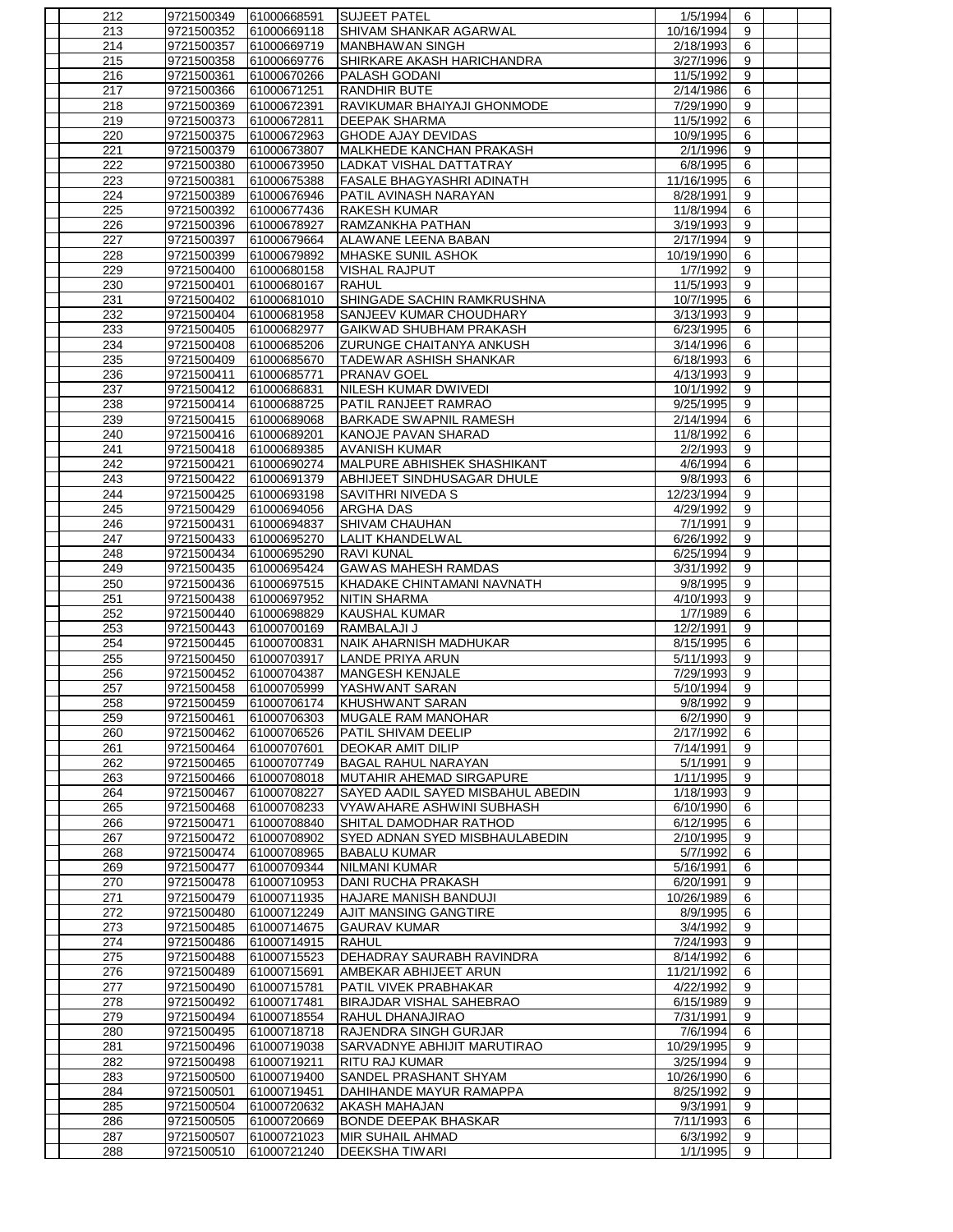| | | | | | | | |
|---|---|---|---|---|---|---|---|
| 212 | 9721500349 | 61000668591 | SUJEET PATEL | 1/5/1994 | 6 | | |
| 213 | 9721500352 | 61000669118 | SHIVAM SHANKAR AGARWAL | 10/16/1994 | 9 | | |
| 214 | 9721500357 | 61000669719 | MANBHAWAN SINGH | 2/18/1993 | 6 | | |
| 215 | 9721500358 | 61000669776 | SHIRKARE AKASH HARICHANDRA | 3/27/1996 | 9 | | |
| 216 | 9721500361 | 61000670266 | PALASH GODANI | 11/5/1992 | 9 | | |
| 217 | 9721500366 | 61000671251 | RANDHIR BUTE | 2/14/1986 | 6 | | |
| 218 | 9721500369 | 61000672391 | RAVIKUMAR BHAIYAJI GHONMODE | 7/29/1990 | 9 | | |
| 219 | 9721500373 | 61000672811 | DEEPAK SHARMA | 11/5/1992 | 6 | | |
| 220 | 9721500375 | 61000672963 | GHODE AJAY DEVIDAS | 10/9/1995 | 6 | | |
| 221 | 9721500379 | 61000673807 | MALKHEDE KANCHAN PRAKASH | 2/1/1996 | 9 | | |
| 222 | 9721500380 | 61000673950 | LADKAT VISHAL DATTATRAY | 6/8/1995 | 6 | | |
| 223 | 9721500381 | 61000675388 | FASALE BHAGYASHRI ADINATH | 11/16/1995 | 6 | | |
| 224 | 9721500389 | 61000676946 | PATIL AVINASH NARAYAN | 8/28/1991 | 9 | | |
| 225 | 9721500392 | 61000677436 | RAKESH KUMAR | 11/8/1994 | 6 | | |
| 226 | 9721500396 | 61000678927 | RAMZANKHA PATHAN | 3/19/1993 | 9 | | |
| 227 | 9721500397 | 61000679664 | ALAWANE LEENA BABAN | 2/17/1994 | 9 | | |
| 228 | 9721500399 | 61000679892 | MHASKE SUNIL ASHOK | 10/19/1990 | 6 | | |
| 229 | 9721500400 | 61000680158 | VISHAL RAJPUT | 1/7/1992 | 9 | | |
| 230 | 9721500401 | 61000680167 | RAHUL | 11/5/1993 | 9 | | |
| 231 | 9721500402 | 61000681010 | SHINGADE SACHIN RAMKRUSHNA | 10/7/1995 | 6 | | |
| 232 | 9721500404 | 61000681958 | SANJEEV KUMAR CHOUDHARY | 3/13/1993 | 9 | | |
| 233 | 9721500405 | 61000682977 | GAIKWAD SHUBHAM PRAKASH | 6/23/1995 | 6 | | |
| 234 | 9721500408 | 61000685206 | ZURUNGE CHAITANYA ANKUSH | 3/14/1996 | 6 | | |
| 235 | 9721500409 | 61000685670 | TADEWAR ASHISH SHANKAR | 6/18/1993 | 6 | | |
| 236 | 9721500411 | 61000685771 | PRANAV GOEL | 4/13/1993 | 9 | | |
| 237 | 9721500412 | 61000686831 | NILESH KUMAR DWIVEDI | 10/1/1992 | 9 | | |
| 238 | 9721500414 | 61000688725 | PATIL RANJEET RAMRAO | 9/25/1995 | 9 | | |
| 239 | 9721500415 | 61000689068 | BARKADE SWAPNIL RAMESH | 2/14/1994 | 6 | | |
| 240 | 9721500416 | 61000689201 | KANOJE PAVAN SHARAD | 11/8/1992 | 6 | | |
| 241 | 9721500418 | 61000689385 | AVANISH KUMAR | 2/2/1993 | 9 | | |
| 242 | 9721500421 | 61000690274 | MALPURE ABHISHEK SHASHIKANT | 4/6/1994 | 6 | | |
| 243 | 9721500422 | 61000691379 | ABHIJEET SINDHUSAGAR DHULE | 9/8/1993 | 6 | | |
| 244 | 9721500425 | 61000693198 | SAVITHRI NIVEDA S | 12/23/1994 | 9 | | |
| 245 | 9721500429 | 61000694056 | ARGHA DAS | 4/29/1992 | 9 | | |
| 246 | 9721500431 | 61000694837 | SHIVAM CHAUHAN | 7/1/1991 | 9 | | |
| 247 | 9721500433 | 61000695270 | LALIT KHANDELWAL | 6/26/1992 | 9 | | |
| 248 | 9721500434 | 61000695290 | RAVI KUNAL | 6/25/1994 | 9 | | |
| 249 | 9721500435 | 61000695424 | GAWAS MAHESH RAMDAS | 3/31/1992 | 9 | | |
| 250 | 9721500436 | 61000697515 | KHADAKE CHINTAMANI NAVNATH | 9/8/1995 | 9 | | |
| 251 | 9721500438 | 61000697952 | NITIN SHARMA | 4/10/1993 | 9 | | |
| 252 | 9721500440 | 61000698829 | KAUSHAL KUMAR | 1/7/1989 | 6 | | |
| 253 | 9721500443 | 61000700169 | RAMBALAJI J | 12/2/1991 | 9 | | |
| 254 | 9721500445 | 61000700831 | NAIK AHARNISH MADHUKAR | 8/15/1995 | 6 | | |
| 255 | 9721500450 | 61000703917 | LANDE PRIYA ARUN | 5/11/1993 | 9 | | |
| 256 | 9721500452 | 61000704387 | MANGESH KENJALE | 7/29/1993 | 9 | | |
| 257 | 9721500458 | 61000705999 | YASHWANT SARAN | 5/10/1994 | 9 | | |
| 258 | 9721500459 | 61000706174 | KHUSHWANT SARAN | 9/8/1992 | 9 | | |
| 259 | 9721500461 | 61000706303 | MUGALE RAM MANOHAR | 6/2/1990 | 9 | | |
| 260 | 9721500462 | 61000706526 | PATIL SHIVAM DEELIP | 2/17/1992 | 6 | | |
| 261 | 9721500464 | 61000707601 | DEOKAR AMIT DILIP | 7/14/1991 | 9 | | |
| 262 | 9721500465 | 61000707749 | BAGAL RAHUL NARAYAN | 5/1/1991 | 9 | | |
| 263 | 9721500466 | 61000708018 | MUTAHIR AHEMAD SIRGAPURE | 1/11/1995 | 9 | | |
| 264 | 9721500467 | 61000708227 | SAYED AADIL SAYED MISBAHUL ABEDIN | 1/18/1993 | 9 | | |
| 265 | 9721500468 | 61000708233 | VYAWAHARE ASHWINI SUBHASH | 6/10/1990 | 6 | | |
| 266 | 9721500471 | 61000708840 | SHITAL DAMODHAR RATHOD | 6/12/1995 | 6 | | |
| 267 | 9721500472 | 61000708902 | SYED ADNAN SYED MISBHAULABEDIN | 2/10/1995 | 9 | | |
| 268 | 9721500474 | 61000708965 | BABALU KUMAR | 5/7/1992 | 6 | | |
| 269 | 9721500477 | 61000709344 | NILMANI KUMAR | 5/16/1991 | 6 | | |
| 270 | 9721500478 | 61000710953 | DANI RUCHA PRAKASH | 6/20/1991 | 9 | | |
| 271 | 9721500479 | 61000711935 | HAJARE MANISH BANDUJI | 10/26/1989 | 6 | | |
| 272 | 9721500480 | 61000712249 | AJIT MANSING GANGTIRE | 8/9/1995 | 6 | | |
| 273 | 9721500485 | 61000714675 | GAURAV KUMAR | 3/4/1992 | 9 | | |
| 274 | 9721500486 | 61000714915 | RAHUL | 7/24/1993 | 9 | | |
| 275 | 9721500488 | 61000715523 | DEHADRAY SAURABH RAVINDRA | 8/14/1992 | 6 | | |
| 276 | 9721500489 | 61000715691 | AMBEKAR ABHIJEET ARUN | 11/21/1992 | 6 | | |
| 277 | 9721500490 | 61000715781 | PATIL VIVEK PRABHAKAR | 4/22/1992 | 9 | | |
| 278 | 9721500492 | 61000717481 | BIRAJDAR VISHAL SAHEBRAO | 6/15/1989 | 9 | | |
| 279 | 9721500494 | 61000718554 | RAHUL DHANAJIRAO | 7/31/1991 | 9 | | |
| 280 | 9721500495 | 61000718718 | RAJENDRA SINGH GURJAR | 7/6/1994 | 6 | | |
| 281 | 9721500496 | 61000719038 | SARVADNYE ABHIJIT MARUTIRAO | 10/29/1995 | 9 | | |
| 282 | 9721500498 | 61000719211 | RITU RAJ KUMAR | 3/25/1994 | 9 | | |
| 283 | 9721500500 | 61000719400 | SANDEL PRASHANT SHYAM | 10/26/1990 | 6 | | |
| 284 | 9721500501 | 61000719451 | DAHIHANDE MAYUR RAMAPPA | 8/25/1992 | 9 | | |
| 285 | 9721500504 | 61000720632 | AKASH MAHAJAN | 9/3/1991 | 9 | | |
| 286 | 9721500505 | 61000720669 | BONDE DEEPAK BHASKAR | 7/11/1993 | 6 | | |
| 287 | 9721500507 | 61000721023 | MIR SUHAIL AHMAD | 6/3/1992 | 9 | | |
| 288 | 9721500510 | 61000721240 | DEEKSHA TIWARI | 1/1/1995 | 9 | | |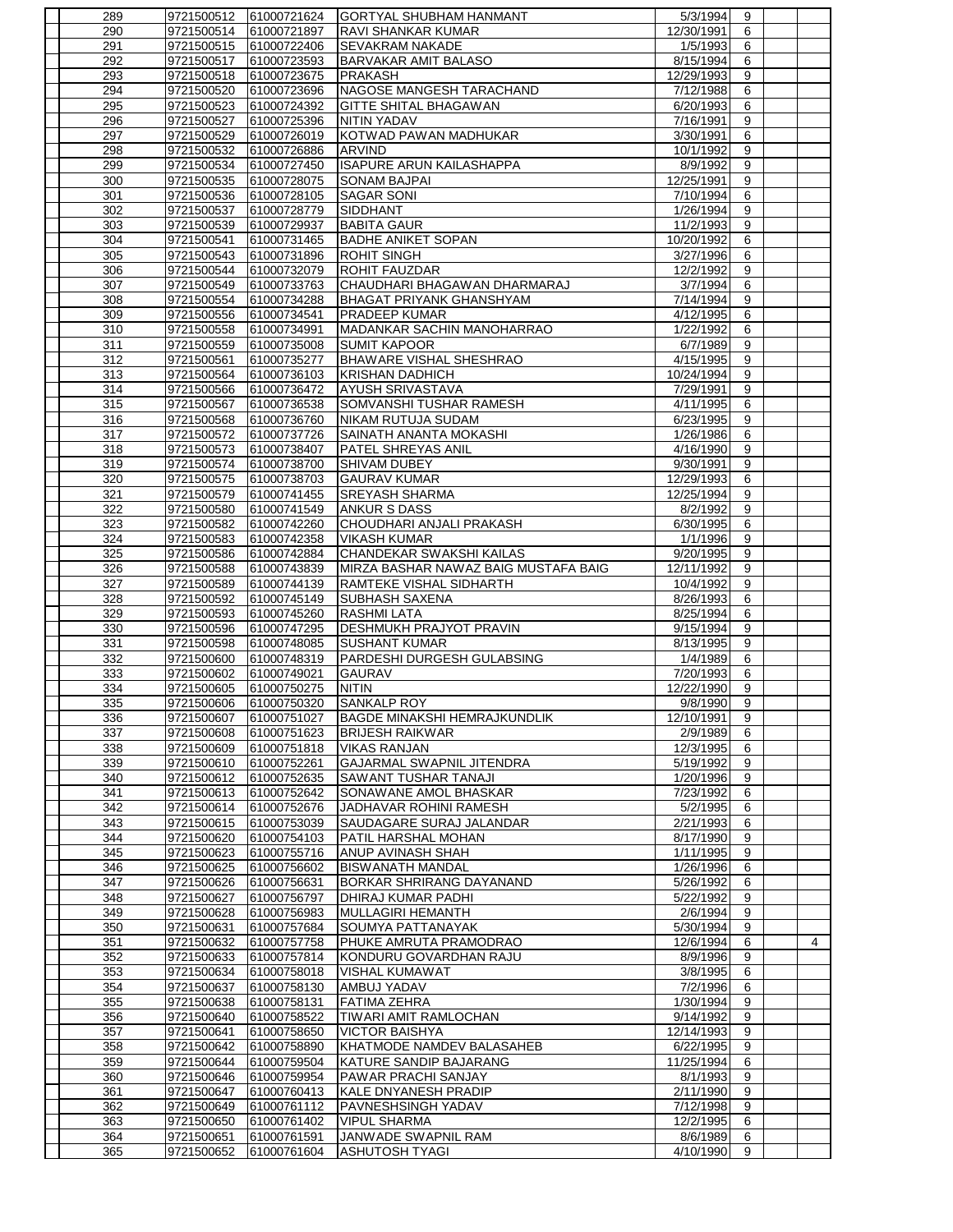| | | | | | | | |
|---|---|---|---|---|---|---|---|
| 289 | 9721500512 | 61000721624 | GORTYAL SHUBHAM HANMANT | 5/3/1994 | 9 | | |
| 290 | 9721500514 | 61000721897 | RAVI SHANKAR KUMAR | 12/30/1991 | 6 | | |
| 291 | 9721500515 | 61000722406 | SEVAKRAM NAKADE | 1/5/1993 | 6 | | |
| 292 | 9721500517 | 61000723593 | BARVAKAR AMIT BALASO | 8/15/1994 | 6 | | |
| 293 | 9721500518 | 61000723675 | PRAKASH | 12/29/1993 | 9 | | |
| 294 | 9721500520 | 61000723696 | NAGOSE MANGESH TARACHAND | 7/12/1988 | 6 | | |
| 295 | 9721500523 | 61000724392 | GITTE SHITAL BHAGAWAN | 6/20/1993 | 6 | | |
| 296 | 9721500527 | 61000725396 | NITIN YADAV | 7/16/1991 | 9 | | |
| 297 | 9721500529 | 61000726019 | KOTWAD PAWAN MADHUKAR | 3/30/1991 | 6 | | |
| 298 | 9721500532 | 61000726886 | ARVIND | 10/1/1992 | 9 | | |
| 299 | 9721500534 | 61000727450 | ISAPURE ARUN KAILASHAPPA | 8/9/1992 | 9 | | |
| 300 | 9721500535 | 61000728075 | SONAM BAJPAI | 12/25/1991 | 9 | | |
| 301 | 9721500536 | 61000728105 | SAGAR SONI | 7/10/1994 | 6 | | |
| 302 | 9721500537 | 61000728779 | SIDDHANT | 1/26/1994 | 9 | | |
| 303 | 9721500539 | 61000729937 | BABITA GAUR | 11/2/1993 | 9 | | |
| 304 | 9721500541 | 61000731465 | BADHE ANIKET SOPAN | 10/20/1992 | 6 | | |
| 305 | 9721500543 | 61000731896 | ROHIT SINGH | 3/27/1996 | 6 | | |
| 306 | 9721500544 | 61000732079 | ROHIT FAUZDAR | 12/2/1992 | 9 | | |
| 307 | 9721500549 | 61000733763 | CHAUDHARI BHAGAWAN DHARMARAJ | 3/7/1994 | 6 | | |
| 308 | 9721500554 | 61000734288 | BHAGAT PRIYANK GHANSHYAM | 7/14/1994 | 9 | | |
| 309 | 9721500556 | 61000734541 | PRADEEP KUMAR | 4/12/1995 | 6 | | |
| 310 | 9721500558 | 61000734991 | MADANKAR SACHIN MANOHARRAO | 1/22/1992 | 6 | | |
| 311 | 9721500559 | 61000735008 | SUMIT KAPOOR | 6/7/1989 | 9 | | |
| 312 | 9721500561 | 61000735277 | BHAWARE VISHAL SHESHRAO | 4/15/1995 | 9 | | |
| 313 | 9721500564 | 61000736103 | KRISHAN DADHICH | 10/24/1994 | 9 | | |
| 314 | 9721500566 | 61000736472 | AYUSH SRIVASTAVA | 7/29/1991 | 9 | | |
| 315 | 9721500567 | 61000736538 | SOMVANSHI TUSHAR RAMESH | 4/11/1995 | 6 | | |
| 316 | 9721500568 | 61000736760 | NIKAM RUTUJA SUDAM | 6/23/1995 | 9 | | |
| 317 | 9721500572 | 61000737726 | SAINATH ANANTA MOKASHI | 1/26/1986 | 6 | | |
| 318 | 9721500573 | 61000738407 | PATEL SHREYAS ANIL | 4/16/1990 | 9 | | |
| 319 | 9721500574 | 61000738700 | SHIVAM DUBEY | 9/30/1991 | 9 | | |
| 320 | 9721500575 | 61000738703 | GAURAV KUMAR | 12/29/1993 | 6 | | |
| 321 | 9721500579 | 61000741455 | SREYASH SHARMA | 12/25/1994 | 9 | | |
| 322 | 9721500580 | 61000741549 | ANKUR S DASS | 8/2/1992 | 9 | | |
| 323 | 9721500582 | 61000742260 | CHOUDHARI ANJALI PRAKASH | 6/30/1995 | 6 | | |
| 324 | 9721500583 | 61000742358 | VIKASH KUMAR | 1/1/1996 | 9 | | |
| 325 | 9721500586 | 61000742884 | CHANDEKAR SWAKSHI KAILAS | 9/20/1995 | 9 | | |
| 326 | 9721500588 | 61000743839 | MIRZA BASHAR NAWAZ BAIG MUSTAFA BAIG | 12/11/1992 | 9 | | |
| 327 | 9721500589 | 61000744139 | RAMTEKE VISHAL SIDHARTH | 10/4/1992 | 9 | | |
| 328 | 9721500592 | 61000745149 | SUBHASH SAXENA | 8/26/1993 | 6 | | |
| 329 | 9721500593 | 61000745260 | RASHMI LATA | 8/25/1994 | 6 | | |
| 330 | 9721500596 | 61000747295 | DESHMUKH PRAJYOT PRAVIN | 9/15/1994 | 9 | | |
| 331 | 9721500598 | 61000748085 | SUSHANT KUMAR | 8/13/1995 | 9 | | |
| 332 | 9721500600 | 61000748319 | PARDESHI DURGESH GULABSING | 1/4/1989 | 6 | | |
| 333 | 9721500602 | 61000749021 | GAURAV | 7/20/1993 | 6 | | |
| 334 | 9721500605 | 61000750275 | NITIN | 12/22/1990 | 9 | | |
| 335 | 9721500606 | 61000750320 | SANKALP ROY | 9/8/1990 | 9 | | |
| 336 | 9721500607 | 61000751027 | BAGDE MINAKSHI HEMRAJKUNDLIK | 12/10/1991 | 9 | | |
| 337 | 9721500608 | 61000751623 | BRIJESH RAIKWAR | 2/9/1989 | 6 | | |
| 338 | 9721500609 | 61000751818 | VIKAS RANJAN | 12/3/1995 | 6 | | |
| 339 | 9721500610 | 61000752261 | GAJARMAL SWAPNIL JITENDRA | 5/19/1992 | 9 | | |
| 340 | 9721500612 | 61000752635 | SAWANT TUSHAR TANAJI | 1/20/1996 | 9 | | |
| 341 | 9721500613 | 61000752642 | SONAWANE AMOL BHASKAR | 7/23/1992 | 6 | | |
| 342 | 9721500614 | 61000752676 | JADHAVAR ROHINI RAMESH | 5/2/1995 | 6 | | |
| 343 | 9721500615 | 61000753039 | SAUDAGARE SURAJ JALANDAR | 2/21/1993 | 6 | | |
| 344 | 9721500620 | 61000754103 | PATIL HARSHAL MOHAN | 8/17/1990 | 9 | | |
| 345 | 9721500623 | 61000755716 | ANUP AVINASH SHAH | 1/11/1995 | 9 | | |
| 346 | 9721500625 | 61000756602 | BISWANATH MANDAL | 1/26/1996 | 6 | | |
| 347 | 9721500626 | 61000756631 | BORKAR SHRIRANG DAYANAND | 5/26/1992 | 6 | | |
| 348 | 9721500627 | 61000756797 | DHIRAJ KUMAR PADHI | 5/22/1992 | 9 | | |
| 349 | 9721500628 | 61000756983 | MULLAGIRI HEMANTH | 2/6/1994 | 9 | | |
| 350 | 9721500631 | 61000757684 | SOUMYA PATTANAYAK | 5/30/1994 | 9 | | |
| 351 | 9721500632 | 61000757758 | PHUKE AMRUTA PRAMODRAO | 12/6/1994 | 6 | | 4 |
| 352 | 9721500633 | 61000757814 | KONDURU GOVARDHAN RAJU | 8/9/1996 | 9 | | |
| 353 | 9721500634 | 61000758018 | VISHAL KUMAWAT | 3/8/1995 | 6 | | |
| 354 | 9721500637 | 61000758130 | AMBUJ YADAV | 7/2/1996 | 6 | | |
| 355 | 9721500638 | 61000758131 | FATIMA ZEHRA | 1/30/1994 | 9 | | |
| 356 | 9721500640 | 61000758522 | TIWARI AMIT RAMLOCHAN | 9/14/1992 | 9 | | |
| 357 | 9721500641 | 61000758650 | VICTOR BAISHYA | 12/14/1993 | 9 | | |
| 358 | 9721500642 | 61000758890 | KHATMODE NAMDEV BALASAHEB | 6/22/1995 | 9 | | |
| 359 | 9721500644 | 61000759504 | KATURE SANDIP BAJARANG | 11/25/1994 | 6 | | |
| 360 | 9721500646 | 61000759954 | PAWAR PRACHI SANJAY | 8/1/1993 | 9 | | |
| 361 | 9721500647 | 61000760413 | KALE DNYANESH PRADIP | 2/11/1990 | 9 | | |
| 362 | 9721500649 | 61000761112 | PAVNESHSINGH YADAV | 7/12/1998 | 9 | | |
| 363 | 9721500650 | 61000761402 | VIPUL SHARMA | 12/2/1995 | 6 | | |
| 364 | 9721500651 | 61000761591 | JANWADE SWAPNIL RAM | 8/6/1989 | 6 | | |
| 365 | 9721500652 | 61000761604 | ASHUTOSH TYAGI | 4/10/1990 | 9 | | |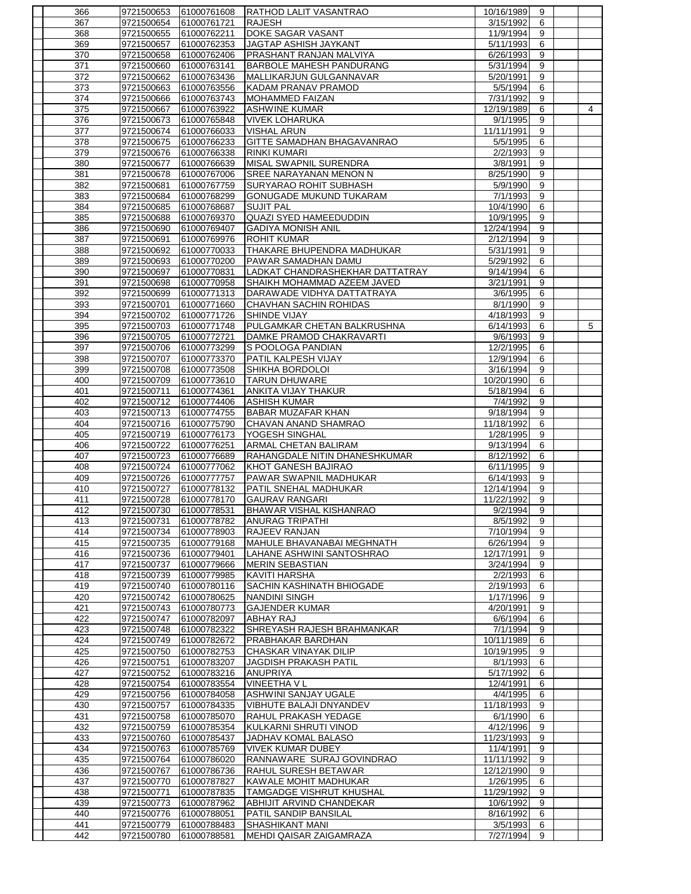| | | | | | | | |
|---|---|---|---|---|---|---|---|
| 366 | 9721500653 | 61000761608 | RATHOD LALIT VASANTRAO | 10/16/1989 | 9 | | |
| 367 | 9721500654 | 61000761721 | RAJESH | 3/15/1992 | 6 | | |
| 368 | 9721500655 | 61000762211 | DOKE SAGAR VASANT | 11/9/1994 | 9 | | |
| 369 | 9721500657 | 61000762353 | JAGTAP ASHISH JAYKANT | 5/11/1993 | 6 | | |
| 370 | 9721500658 | 61000762406 | PRASHANT RANJAN MALVIYA | 6/26/1993 | 9 | | |
| 371 | 9721500660 | 61000763141 | BARBOLE MAHESH PANDURANG | 5/31/1994 | 9 | | |
| 372 | 9721500662 | 61000763436 | MALLIKARJUN GULGANNAVAR | 5/20/1991 | 9 | | |
| 373 | 9721500663 | 61000763556 | KADAM PRANAV PRAMOD | 5/5/1994 | 6 | | |
| 374 | 9721500666 | 61000763743 | MOHAMMED FAIZAN | 7/31/1992 | 9 | | |
| 375 | 9721500667 | 61000763922 | ASHWINE KUMAR | 12/19/1989 | 6 | | 4 |
| 376 | 9721500673 | 61000765848 | VIVEK LOHARUKA | 9/1/1995 | 9 | | |
| 377 | 9721500674 | 61000766033 | VISHAL ARUN | 11/11/1991 | 9 | | |
| 378 | 9721500675 | 61000766233 | GITTE SAMADHAN BHAGAVANRAO | 5/5/1995 | 6 | | |
| 379 | 9721500676 | 61000766338 | RINKI KUMARI | 2/2/1993 | 9 | | |
| 380 | 9721500677 | 61000766639 | MISAL SWAPNIL SURENDRA | 3/8/1991 | 9 | | |
| 381 | 9721500678 | 61000767006 | SREE NARAYANAN MENON N | 8/25/1990 | 9 | | |
| 382 | 9721500681 | 61000767759 | SURYARAO ROHIT SUBHASH | 5/9/1990 | 9 | | |
| 383 | 9721500684 | 61000768299 | GONUGADE MUKUND TUKARAM | 7/1/1993 | 9 | | |
| 384 | 9721500685 | 61000768687 | SUJIT PAL | 10/4/1990 | 6 | | |
| 385 | 9721500688 | 61000769370 | QUAZI SYED HAMEEDUDDIN | 10/9/1995 | 9 | | |
| 386 | 9721500690 | 61000769407 | GADIYA MONISH ANIL | 12/24/1994 | 9 | | |
| 387 | 9721500691 | 61000769976 | ROHIT KUMAR | 2/12/1994 | 9 | | |
| 388 | 9721500692 | 61000770033 | THAKARE BHUPENDRA MADHUKAR | 5/31/1991 | 9 | | |
| 389 | 9721500693 | 61000770200 | PAWAR SAMADHAN DAMU | 5/29/1992 | 6 | | |
| 390 | 9721500697 | 61000770831 | LADKAT CHANDRASHEKHAR DATTATRAY | 9/14/1994 | 6 | | |
| 391 | 9721500698 | 61000770958 | SHAIKH MOHAMMAD AZEEM JAVED | 3/21/1991 | 9 | | |
| 392 | 9721500699 | 61000771313 | DARAWADE VIDHYA DATTATRAYA | 3/6/1995 | 6 | | |
| 393 | 9721500701 | 61000771660 | CHAVHAN SACHIN ROHIDAS | 8/1/1990 | 9 | | |
| 394 | 9721500702 | 61000771726 | SHINDE VIJAY | 4/18/1993 | 9 | | |
| 395 | 9721500703 | 61000771748 | PULGAMKAR CHETAN BALKRUSHNA | 6/14/1993 | 6 | | 5 |
| 396 | 9721500705 | 61000772721 | DAMKE PRAMOD CHAKRAVARTI | 9/6/1993 | 9 | | |
| 397 | 9721500706 | 61000773299 | S POOLOGA PANDIAN | 12/2/1995 | 6 | | |
| 398 | 9721500707 | 61000773370 | PATIL KALPESH VIJAY | 12/9/1994 | 6 | | |
| 399 | 9721500708 | 61000773508 | SHIKHA BORDOLOI | 3/16/1994 | 9 | | |
| 400 | 9721500709 | 61000773610 | TARUN DHUWARE | 10/20/1990 | 6 | | |
| 401 | 9721500711 | 61000774361 | ANKITA VIJAY THAKUR | 5/18/1994 | 6 | | |
| 402 | 9721500712 | 61000774406 | ASHISH KUMAR | 7/4/1992 | 9 | | |
| 403 | 9721500713 | 61000774755 | BABAR MUZAFAR KHAN | 9/18/1994 | 9 | | |
| 404 | 9721500716 | 61000775790 | CHAVAN ANAND SHAMRAO | 11/18/1992 | 6 | | |
| 405 | 9721500719 | 61000776173 | YOGESH SINGHAL | 1/28/1995 | 9 | | |
| 406 | 9721500722 | 61000776251 | ARMAL CHETAN BALIRAM | 9/13/1994 | 6 | | |
| 407 | 9721500723 | 61000776689 | RAHANGDALE NITIN DHANESHKUMAR | 8/12/1992 | 6 | | |
| 408 | 9721500724 | 61000777062 | KHOT GANESH BAJIRAO | 6/11/1995 | 9 | | |
| 409 | 9721500726 | 61000777757 | PAWAR SWAPNIL MADHUKAR | 6/14/1993 | 9 | | |
| 410 | 9721500727 | 61000778132 | PATIL SNEHAL MADHUKAR | 12/14/1994 | 9 | | |
| 411 | 9721500728 | 61000778170 | GAURAV RANGARI | 11/22/1992 | 9 | | |
| 412 | 9721500730 | 61000778531 | BHAWAR VISHAL KISHANRAO | 9/2/1994 | 9 | | |
| 413 | 9721500731 | 61000778782 | ANURAG TRIPATHI | 8/5/1992 | 9 | | |
| 414 | 9721500734 | 61000778903 | RAJEEV RANJAN | 7/10/1994 | 9 | | |
| 415 | 9721500735 | 61000779168 | MAHULE BHAVANABAI MEGHNATH | 6/26/1994 | 9 | | |
| 416 | 9721500736 | 61000779401 | LAHANE ASHWINI SANTOSHRAO | 12/17/1991 | 9 | | |
| 417 | 9721500737 | 61000779666 | MERIN SEBASTIAN | 3/24/1994 | 9 | | |
| 418 | 9721500739 | 61000779985 | KAVITI HARSHA | 2/2/1993 | 6 | | |
| 419 | 9721500740 | 61000780116 | SACHIN KASHINATH BHIOGADE | 2/19/1993 | 6 | | |
| 420 | 9721500742 | 61000780625 | NANDINI SINGH | 1/17/1996 | 9 | | |
| 421 | 9721500743 | 61000780773 | GAJENDER KUMAR | 4/20/1991 | 9 | | |
| 422 | 9721500747 | 61000782097 | ABHAY RAJ | 6/6/1994 | 6 | | |
| 423 | 9721500748 | 61000782322 | SHREYASH RAJESH BRAHMANKAR | 7/1/1994 | 9 | | |
| 424 | 9721500749 | 61000782672 | PRABHAKAR BARDHAN | 10/11/1989 | 6 | | |
| 425 | 9721500750 | 61000782753 | CHASKAR VINAYAK DILIP | 10/19/1995 | 9 | | |
| 426 | 9721500751 | 61000783207 | JAGDISH PRAKASH PATIL | 8/1/1993 | 6 | | |
| 427 | 9721500752 | 61000783216 | ANUPRIYA | 5/17/1992 | 6 | | |
| 428 | 9721500754 | 61000783554 | VINEETHA V L | 12/4/1991 | 6 | | |
| 429 | 9721500756 | 61000784058 | ASHWINI SANJAY UGALE | 4/4/1995 | 6 | | |
| 430 | 9721500757 | 61000784335 | VIBHUTE BALAJI DNYANDEV | 11/18/1993 | 9 | | |
| 431 | 9721500758 | 61000785070 | RAHUL PRAKASH YEDAGE | 6/1/1990 | 6 | | |
| 432 | 9721500759 | 61000785354 | KULKARNI SHRUTI VINOD | 4/12/1996 | 9 | | |
| 433 | 9721500760 | 61000785437 | JADHAV KOMAL BALASO | 11/23/1993 | 9 | | |
| 434 | 9721500763 | 61000785769 | VIVEK KUMAR DUBEY | 11/4/1991 | 9 | | |
| 435 | 9721500764 | 61000786020 | RANNAWARE SURAJ GOVINDRAO | 11/11/1992 | 9 | | |
| 436 | 9721500767 | 61000786736 | RAHUL SURESH BETAWAR | 12/12/1990 | 9 | | |
| 437 | 9721500770 | 61000787827 | KAWALE MOHIT MADHUKAR | 1/26/1995 | 6 | | |
| 438 | 9721500771 | 61000787835 | TAMGADGE VISHRUT KHUSHAL | 11/29/1992 | 9 | | |
| 439 | 9721500773 | 61000787962 | ABHIJIT ARVIND CHANDEKAR | 10/6/1992 | 9 | | |
| 440 | 9721500776 | 61000788051 | PATIL SANDIP BANSILAL | 8/16/1992 | 6 | | |
| 441 | 9721500779 | 61000788483 | SHASHIKANT MANI | 3/5/1993 | 6 | | |
| 442 | 9721500780 | 61000788581 | MEHDI QAISAR ZAIGAMRAZA | 7/27/1994 | 9 | | |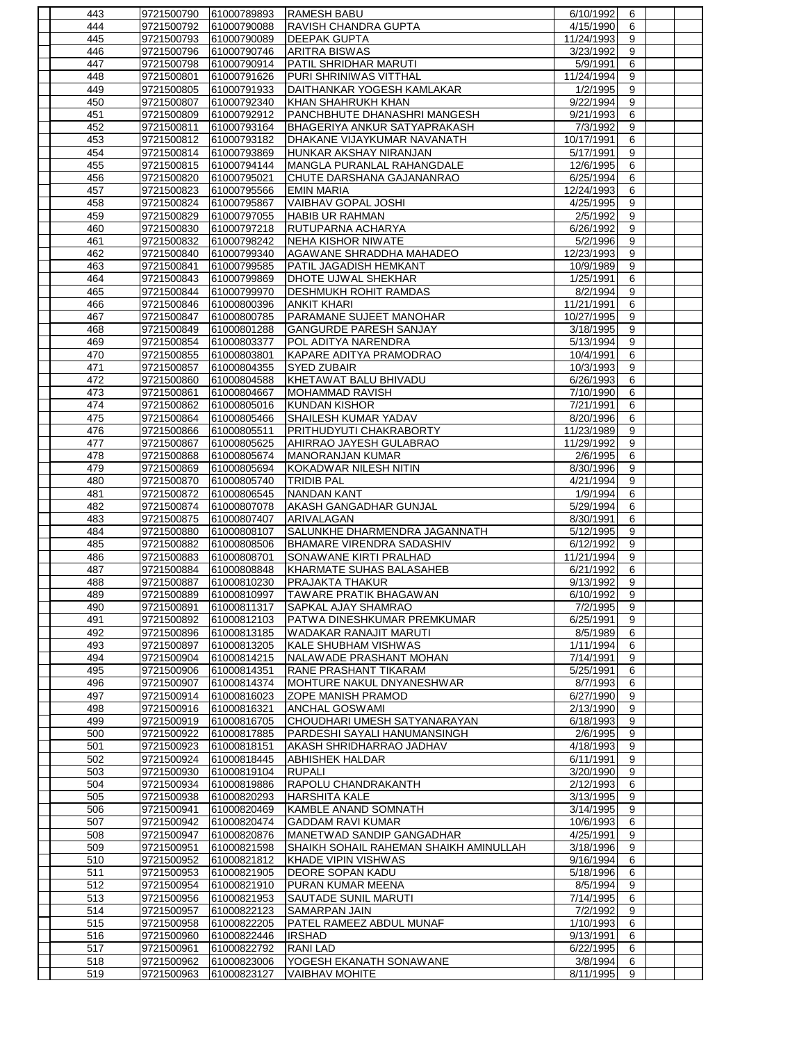| | | | | | | | |
|---|---|---|---|---|---|---|---|
| 443 | 9721500790 | 61000789893 | RAMESH BABU | 6/10/1992 | 6 | | |
| 444 | 9721500792 | 61000790088 | RAVISH CHANDRA GUPTA | 4/15/1990 | 6 | | |
| 445 | 9721500793 | 61000790089 | DEEPAK GUPTA | 11/24/1993 | 9 | | |
| 446 | 9721500796 | 61000790746 | ARITRA BISWAS | 3/23/1992 | 9 | | |
| 447 | 9721500798 | 61000790914 | PATIL SHRIDHAR MARUTI | 5/9/1991 | 6 | | |
| 448 | 9721500801 | 61000791626 | PURI SHRINIWAS VITTHAL | 11/24/1994 | 9 | | |
| 449 | 9721500805 | 61000791933 | DAITHANKAR YOGESH KAMLAKAR | 1/2/1995 | 9 | | |
| 450 | 9721500807 | 61000792340 | KHAN SHAHRUKH KHAN | 9/22/1994 | 9 | | |
| 451 | 9721500809 | 61000792912 | PANCHBHUTE DHANASHRI MANGESH | 9/21/1993 | 6 | | |
| 452 | 9721500811 | 61000793164 | BHAGERIYA ANKUR SATYAPRAKASH | 7/3/1992 | 9 | | |
| 453 | 9721500812 | 61000793182 | DHAKANE VIJAYKUMAR NAVANATH | 10/17/1991 | 6 | | |
| 454 | 9721500814 | 61000793869 | HUNKAR AKSHAY NIRANJAN | 5/17/1991 | 9 | | |
| 455 | 9721500815 | 61000794144 | MANGLA PURANLAL RAHANGDALE | 12/6/1995 | 6 | | |
| 456 | 9721500820 | 61000795021 | CHUTE DARSHANA GAJANANRAO | 6/25/1994 | 6 | | |
| 457 | 9721500823 | 61000795566 | EMIN MARIA | 12/24/1993 | 6 | | |
| 458 | 9721500824 | 61000795867 | VAIBHAV GOPAL JOSHI | 4/25/1995 | 9 | | |
| 459 | 9721500829 | 61000797055 | HABIB UR RAHMAN | 2/5/1992 | 9 | | |
| 460 | 9721500830 | 61000797218 | RUTUPARNA ACHARYA | 6/26/1992 | 9 | | |
| 461 | 9721500832 | 61000798242 | NEHA KISHOR NIWATE | 5/2/1996 | 9 | | |
| 462 | 9721500840 | 61000799340 | AGAWANE SHRADDHA MAHADEO | 12/23/1993 | 9 | | |
| 463 | 9721500841 | 61000799585 | PATIL JAGADISH HEMKANT | 10/9/1989 | 9 | | |
| 464 | 9721500843 | 61000799869 | DHOTE UJWAL SHEKHAR | 1/25/1991 | 6 | | |
| 465 | 9721500844 | 61000799970 | DESHMUKH ROHIT RAMDAS | 8/2/1994 | 9 | | |
| 466 | 9721500846 | 61000800396 | ANKIT KHARI | 11/21/1991 | 6 | | |
| 467 | 9721500847 | 61000800785 | PARAMANE SUJEET MANOHAR | 10/27/1995 | 9 | | |
| 468 | 9721500849 | 61000801288 | GANGURDE PARESH SANJAY | 3/18/1995 | 9 | | |
| 469 | 9721500854 | 61000803377 | POL ADITYA NARENDRA | 5/13/1994 | 9 | | |
| 470 | 9721500855 | 61000803801 | KAPARE ADITYA PRAMODRAO | 10/4/1991 | 6 | | |
| 471 | 9721500857 | 61000804355 | SYED ZUBAIR | 10/3/1993 | 9 | | |
| 472 | 9721500860 | 61000804588 | KHETAWAT BALU BHIVADU | 6/26/1993 | 6 | | |
| 473 | 9721500861 | 61000804667 | MOHAMMAD RAVISH | 7/10/1990 | 6 | | |
| 474 | 9721500862 | 61000805016 | KUNDAN KISHOR | 7/21/1991 | 6 | | |
| 475 | 9721500864 | 61000805466 | SHAILESH KUMAR YADAV | 8/20/1996 | 6 | | |
| 476 | 9721500866 | 61000805511 | PRITHUDYUTI CHAKRABORTY | 11/23/1989 | 9 | | |
| 477 | 9721500867 | 61000805625 | AHIRRAO JAYESH GULABRAO | 11/29/1992 | 9 | | |
| 478 | 9721500868 | 61000805674 | MANORANJAN KUMAR | 2/6/1995 | 6 | | |
| 479 | 9721500869 | 61000805694 | KOKADWAR NILESH NITIN | 8/30/1996 | 9 | | |
| 480 | 9721500870 | 61000805740 | TRIDIB PAL | 4/21/1994 | 9 | | |
| 481 | 9721500872 | 61000806545 | NANDAN KANT | 1/9/1994 | 6 | | |
| 482 | 9721500874 | 61000807078 | AKASH GANGADHAR GUNJAL | 5/29/1994 | 6 | | |
| 483 | 9721500875 | 61000807407 | ARIVALAGAN | 8/30/1991 | 6 | | |
| 484 | 9721500880 | 61000808107 | SALUNKHE DHARMENDRA JAGANNATH | 5/12/1995 | 9 | | |
| 485 | 9721500882 | 61000808506 | BHAMARE VIRENDRA SADASHIV | 6/12/1992 | 9 | | |
| 486 | 9721500883 | 61000808701 | SONAWANE KIRTI PRALHAD | 11/21/1994 | 9 | | |
| 487 | 9721500884 | 61000808848 | KHARMATE SUHAS BALASAHEB | 6/21/1992 | 6 | | |
| 488 | 9721500887 | 61000810230 | PRAJAKTA THAKUR | 9/13/1992 | 9 | | |
| 489 | 9721500889 | 61000810997 | TAWARE PRATIK BHAGAWAN | 6/10/1992 | 9 | | |
| 490 | 9721500891 | 61000811317 | SAPKAL AJAY SHAMRAO | 7/2/1995 | 9 | | |
| 491 | 9721500892 | 61000812103 | PATWA DINESHKUMAR PREMKUMAR | 6/25/1991 | 9 | | |
| 492 | 9721500896 | 61000813185 | WADAKAR RANAJIT MARUTI | 8/5/1989 | 6 | | |
| 493 | 9721500897 | 61000813205 | KALE SHUBHAM VISHWAS | 1/11/1994 | 6 | | |
| 494 | 9721500904 | 61000814215 | NALAWADE PRASHANT MOHAN | 7/14/1991 | 9 | | |
| 495 | 9721500906 | 61000814351 | RANE PRASHANT TIKARAM | 5/25/1991 | 6 | | |
| 496 | 9721500907 | 61000814374 | MOHTURE NAKUL DNYANESHWAR | 8/7/1993 | 6 | | |
| 497 | 9721500914 | 61000816023 | ZOPE MANISH PRAMOD | 6/27/1990 | 9 | | |
| 498 | 9721500916 | 61000816321 | ANCHAL GOSWAMI | 2/13/1990 | 9 | | |
| 499 | 9721500919 | 61000816705 | CHOUDHARI UMESH SATYANARAYAN | 6/18/1993 | 9 | | |
| 500 | 9721500922 | 61000817885 | PARDESHI SAYALI HANUMANSINGH | 2/6/1995 | 9 | | |
| 501 | 9721500923 | 61000818151 | AKASH SHRIDHARRAO JADHAV | 4/18/1993 | 9 | | |
| 502 | 9721500924 | 61000818445 | ABHISHEK HALDAR | 6/11/1991 | 9 | | |
| 503 | 9721500930 | 61000819104 | RUPALI | 3/20/1990 | 9 | | |
| 504 | 9721500934 | 61000819886 | RAPOLU CHANDRAKANTH | 2/12/1993 | 6 | | |
| 505 | 9721500938 | 61000820293 | HARSHITA KALE | 3/13/1995 | 9 | | |
| 506 | 9721500941 | 61000820469 | KAMBLE ANAND SOMNATH | 3/14/1995 | 9 | | |
| 507 | 9721500942 | 61000820474 | GADDAM RAVI KUMAR | 10/6/1993 | 6 | | |
| 508 | 9721500947 | 61000820876 | MANETWAD SANDIP GANGADHAR | 4/25/1991 | 9 | | |
| 509 | 9721500951 | 61000821598 | SHAIKH SOHAIL RAHEMAN SHAIKH AMINULLAH | 3/18/1996 | 9 | | |
| 510 | 9721500952 | 61000821812 | KHADE VIPIN VISHWAS | 9/16/1994 | 6 | | |
| 511 | 9721500953 | 61000821905 | DEORE SOPAN KADU | 5/18/1996 | 6 | | |
| 512 | 9721500954 | 61000821910 | PURAN KUMAR MEENA | 8/5/1994 | 9 | | |
| 513 | 9721500956 | 61000821953 | SAUTADE SUNIL MARUTI | 7/14/1995 | 6 | | |
| 514 | 9721500957 | 61000822123 | SAMARPAN JAIN | 7/2/1992 | 9 | | |
| 515 | 9721500958 | 61000822205 | PATEL RAMEEZ ABDUL MUNAF | 1/10/1993 | 6 | | |
| 516 | 9721500960 | 61000822446 | IRSHAD | 9/13/1991 | 6 | | |
| 517 | 9721500961 | 61000822792 | RANI LAD | 6/22/1995 | 6 | | |
| 518 | 9721500962 | 61000823006 | YOGESH EKANATH SONAWANE | 3/8/1994 | 6 | | |
| 519 | 9721500963 | 61000823127 | VAIBHAV MOHITE | 8/11/1995 | 9 | | |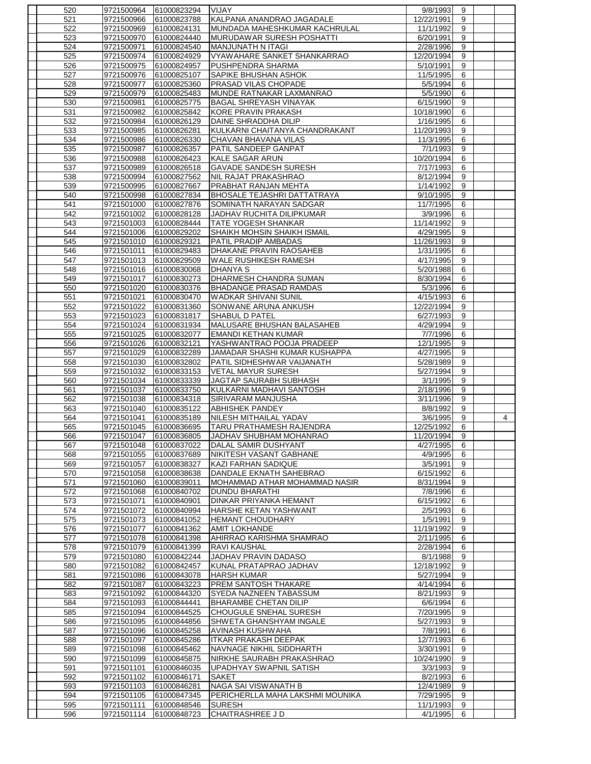| | | | | | | | |
|---|---|---|---|---|---|---|---|
| 520 | 9721500964 | 61000823294 | VIJAY | 9/8/1993 | 9 | | |
| 521 | 9721500966 | 61000823788 | KALPANA ANANDRAO JAGADALE | 12/22/1991 | 9 | | |
| 522 | 9721500969 | 61000824131 | MUNDADA MAHESHKUMAR KACHRULAL | 11/1/1992 | 9 | | |
| 523 | 9721500970 | 61000824440 | MURUDAWAR SURESH POSHATTI | 6/20/1991 | 9 | | |
| 524 | 9721500971 | 61000824540 | MANJUNATH N ITAGI | 2/28/1996 | 9 | | |
| 525 | 9721500974 | 61000824929 | VYAWAHARE SANKET SHANKARRAO | 12/20/1994 | 9 | | |
| 526 | 9721500975 | 61000824957 | PUSHPENDRA SHARMA | 5/10/1991 | 9 | | |
| 527 | 9721500976 | 61000825107 | SAPIKE BHUSHAN ASHOK | 11/5/1995 | 6 | | |
| 528 | 9721500977 | 61000825360 | PRASAD VILAS CHOPADE | 5/5/1994 | 6 | | |
| 529 | 9721500979 | 61000825483 | MUNDE RATNAKAR LAXMANRAO | 5/5/1990 | 6 | | |
| 530 | 9721500981 | 61000825775 | BAGAL SHREYASH VINAYAK | 6/15/1990 | 9 | | |
| 531 | 9721500982 | 61000825842 | KORE PRAVIN PRAKASH | 10/18/1990 | 6 | | |
| 532 | 9721500984 | 61000826129 | DAINE SHRADDHA DILIP | 1/16/1995 | 6 | | |
| 533 | 9721500985 | 61000826281 | KULKARNI CHAITANYA CHANDRAKANT | 11/20/1993 | 9 | | |
| 534 | 9721500986 | 61000826330 | CHAVAN BHAVANA VILAS | 11/3/1995 | 6 | | |
| 535 | 9721500987 | 61000826357 | PATIL SANDEEP GANPAT | 7/1/1993 | 9 | | |
| 536 | 9721500988 | 61000826423 | KALE SAGAR ARUN | 10/20/1994 | 6 | | |
| 537 | 9721500989 | 61000826518 | GAVADE SANDESH SURESH | 7/17/1993 | 6 | | |
| 538 | 9721500994 | 61000827562 | NIL RAJAT PRAKASHRAO | 8/12/1994 | 9 | | |
| 539 | 9721500995 | 61000827667 | PRABHAT RANJAN MEHTA | 1/14/1992 | 9 | | |
| 540 | 9721500998 | 61000827834 | BHOSALE TEJASHRI DATTATRAYA | 9/10/1995 | 9 | | |
| 541 | 9721501000 | 61000827876 | SOMINATH NARAYAN SADGAR | 11/7/1995 | 6 | | |
| 542 | 9721501002 | 61000828128 | JADHAV RUCHITA DILIPKUMAR | 3/9/1996 | 6 | | |
| 543 | 9721501003 | 61000828444 | TATE YOGESH SHANKAR | 11/14/1992 | 9 | | |
| 544 | 9721501006 | 61000829202 | SHAIKH MOHSIN SHAIKH ISMAIL | 4/29/1995 | 9 | | |
| 545 | 9721501010 | 61000829321 | PATIL PRADIP AMBADAS | 11/26/1993 | 9 | | |
| 546 | 9721501011 | 61000829483 | DHAKANE PRAVIN RAOSAHEB | 1/31/1995 | 6 | | |
| 547 | 9721501013 | 61000829509 | WALE RUSHIKESH RAMESH | 4/17/1995 | 9 | | |
| 548 | 9721501016 | 61000830068 | DHANYA S | 5/20/1988 | 6 | | |
| 549 | 9721501017 | 61000830273 | DHARMESH CHANDRA SUMAN | 8/30/1994 | 6 | | |
| 550 | 9721501020 | 61000830376 | BHADANGE PRASAD RAMDAS | 5/3/1996 | 6 | | |
| 551 | 9721501021 | 61000830470 | WADKAR SHIVANI SUNIL | 4/15/1993 | 6 | | |
| 552 | 9721501022 | 61000831360 | SONWANE ARUNA ANKUSH | 12/22/1994 | 9 | | |
| 553 | 9721501023 | 61000831817 | SHABUL D PATEL | 6/27/1993 | 9 | | |
| 554 | 9721501024 | 61000831934 | MALUSARE BHUSHAN BALASAHEB | 4/29/1994 | 9 | | |
| 555 | 9721501025 | 61000832077 | EMANDI KETHAN KUMAR | 7/7/1996 | 6 | | |
| 556 | 9721501026 | 61000832121 | YASHWANTRAO POOJA PRADEEP | 12/1/1995 | 9 | | |
| 557 | 9721501029 | 61000832289 | JAMADAR SHASHI KUMAR KUSHAPPA | 4/27/1995 | 9 | | |
| 558 | 9721501030 | 61000832802 | PATIL SIDHESHWAR VAIJANATH | 5/28/1989 | 9 | | |
| 559 | 9721501032 | 61000833153 | VETAL MAYUR SURESH | 5/27/1994 | 9 | | |
| 560 | 9721501034 | 61000833339 | JAGTAP SAURABH SUBHASH | 3/1/1995 | 9 | | |
| 561 | 9721501037 | 61000833750 | KULKARNI MADHAVI SANTOSH | 2/18/1996 | 9 | | |
| 562 | 9721501038 | 61000834318 | SIRIVARAM MANJUSHA | 3/11/1996 | 9 | | |
| 563 | 9721501040 | 61000835122 | ABHISHEK PANDEY | 8/8/1992 | 9 | | |
| 564 | 9721501041 | 61000835189 | NILESH MITHAILAL YADAV | 3/6/1995 | 9 | | 4 |
| 565 | 9721501045 | 61000836695 | TARU PRATHAMESH RAJENDRA | 12/25/1992 | 6 | | |
| 566 | 9721501047 | 61000836805 | JADHAV SHUBHAM MOHANRAO | 11/20/1994 | 9 | | |
| 567 | 9721501048 | 61000837022 | DALAL SAMIR DUSHYANT | 4/27/1995 | 6 | | |
| 568 | 9721501055 | 61000837689 | NIKITESH VASANT GABHANE | 4/9/1995 | 6 | | |
| 569 | 9721501057 | 61000838327 | KAZI FARHAN SADIQUE | 3/5/1991 | 9 | | |
| 570 | 9721501058 | 61000838638 | DANDALE EKNATH SAHEBRAO | 6/15/1992 | 6 | | |
| 571 | 9721501060 | 61000839011 | MOHAMMAD ATHAR MOHAMMAD NASIR | 8/31/1994 | 9 | | |
| 572 | 9721501068 | 61000840702 | DUNDU BHARATHI | 7/8/1996 | 6 | | |
| 573 | 9721501071 | 61000840901 | DINKAR PRIYANKA HEMANT | 6/15/1992 | 6 | | |
| 574 | 9721501072 | 61000840994 | HARSHE KETAN YASHWANT | 2/5/1993 | 6 | | |
| 575 | 9721501073 | 61000841052 | HEMANT CHOUDHARY | 1/5/1991 | 9 | | |
| 576 | 9721501077 | 61000841362 | AMIT LOKHANDE | 11/19/1992 | 9 | | |
| 577 | 9721501078 | 61000841398 | AHIRRAO KARISHMA SHAMRAO | 2/11/1995 | 6 | | |
| 578 | 9721501079 | 61000841399 | RAVI KAUSHAL | 2/28/1994 | 6 | | |
| 579 | 9721501080 | 61000842244 | JADHAV PRAVIN DADASO | 8/1/1988 | 9 | | |
| 580 | 9721501082 | 61000842457 | KUNAL PRATAPRAO JADHAV | 12/18/1992 | 9 | | |
| 581 | 9721501086 | 61000843078 | HARSH KUMAR | 5/27/1994 | 9 | | |
| 582 | 9721501087 | 61000843223 | PREM SANTOSH THAKARE | 4/14/1994 | 6 | | |
| 583 | 9721501092 | 61000844320 | SYEDA NAZNEEN TABASSUM | 8/21/1993 | 9 | | |
| 584 | 9721501093 | 61000844441 | BHARAMBE CHETAN DILIP | 6/6/1994 | 6 | | |
| 585 | 9721501094 | 61000844525 | CHOUGULE SNEHAL SURESH | 7/20/1995 | 9 | | |
| 586 | 9721501095 | 61000844856 | SHWETA GHANSHYAM INGALE | 5/27/1993 | 9 | | |
| 587 | 9721501096 | 61000845258 | AVINASH KUSHWAHA | 7/8/1991 | 6 | | |
| 588 | 9721501097 | 61000845286 | ITKAR PRAKASH DEEPAK | 12/7/1993 | 6 | | |
| 589 | 9721501098 | 61000845462 | NAVNAGE NIKHIL SIDDHARTH | 3/30/1991 | 9 | | |
| 590 | 9721501099 | 61000845875 | NIRKHE SAURABH PRAKASHRAO | 10/24/1990 | 9 | | |
| 591 | 9721501101 | 61000846035 | UPADHYAY SWAPNIL SATISH | 3/3/1993 | 9 | | |
| 592 | 9721501102 | 61000846171 | SAKET | 8/2/1993 | 6 | | |
| 593 | 9721501103 | 61000846281 | NAGA SAI VISWANATH B | 12/4/1989 | 9 | | |
| 594 | 9721501105 | 61000847345 | PERICHERLLA MAHA LAKSHMI MOUNIKA | 7/29/1995 | 9 | | |
| 595 | 9721501111 | 61000848546 | SURESH | 11/1/1993 | 9 | | |
| 596 | 9721501114 | 61000848723 | CHAITRASHREE J D | 4/1/1995 | 6 | | |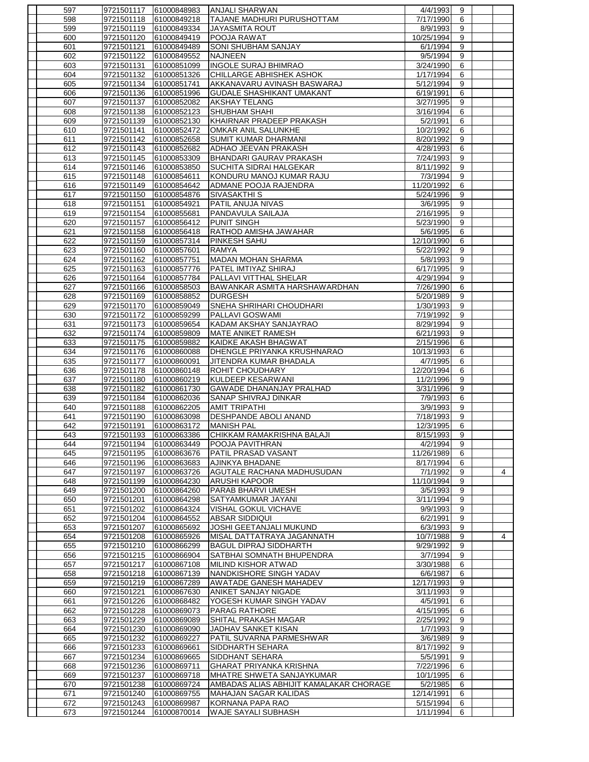| | | | | | | | |
|---|---|---|---|---|---|---|---|
| 597 | 9721501117 | 61000848983 | ANJALI SHARWAN | 4/4/1993 | 9 | | |
| 598 | 9721501118 | 61000849218 | TAJANE MADHURI PURUSHOTTAM | 7/17/1990 | 6 | | |
| 599 | 9721501119 | 61000849334 | JAYASMITA ROUT | 8/9/1993 | 9 | | |
| 600 | 9721501120 | 61000849419 | POOJA RAWAT | 10/25/1994 | 9 | | |
| 601 | 9721501121 | 61000849489 | SONI SHUBHAM SANJAY | 6/1/1994 | 9 | | |
| 602 | 9721501122 | 61000849552 | NAJNEEN | 9/5/1994 | 9 | | |
| 603 | 9721501131 | 61000851099 | INGOLE SURAJ BHIMRAO | 3/24/1990 | 6 | | |
| 604 | 9721501132 | 61000851326 | CHILLARGE ABHISHEK ASHOK | 1/17/1994 | 6 | | |
| 605 | 9721501134 | 61000851741 | AKKANAVARU AVINASH BASWARAJ | 5/12/1994 | 9 | | |
| 606 | 9721501136 | 61000851996 | GUDALE SHASHIKANT UMAKANT | 6/19/1991 | 6 | | |
| 607 | 9721501137 | 61000852082 | AKSHAY TELANG | 3/27/1995 | 9 | | |
| 608 | 9721501138 | 61000852123 | SHUBHAM SHAHI | 3/16/1994 | 6 | | |
| 609 | 9721501139 | 61000852130 | KHAIRNAR PRADEEP PRAKASH | 5/2/1991 | 6 | | |
| 610 | 9721501141 | 61000852472 | OMKAR ANIL SALUNKHE | 10/2/1992 | 6 | | |
| 611 | 9721501142 | 61000852658 | SUMIT KUMAR DHARMANI | 8/20/1992 | 9 | | |
| 612 | 9721501143 | 61000852682 | ADHAO JEEVAN PRAKASH | 4/28/1993 | 6 | | |
| 613 | 9721501145 | 61000853309 | BHANDARI GAURAV PRAKASH | 7/24/1993 | 9 | | |
| 614 | 9721501146 | 61000853850 | SUCHITA SIDRAI HALGEKAR | 8/11/1992 | 9 | | |
| 615 | 9721501148 | 61000854611 | KONDURU MANOJ KUMAR RAJU | 7/3/1994 | 9 | | |
| 616 | 9721501149 | 61000854642 | ADMANE POOJA RAJENDRA | 11/20/1992 | 6 | | |
| 617 | 9721501150 | 61000854876 | SIVASAKTHI S | 5/24/1996 | 9 | | |
| 618 | 9721501151 | 61000854921 | PATIL ANUJA NIVAS | 3/6/1995 | 9 | | |
| 619 | 9721501154 | 61000855681 | PANDAVULA SAILAJA | 2/16/1995 | 9 | | |
| 620 | 9721501157 | 61000856412 | PUNIT SINGH | 5/23/1990 | 9 | | |
| 621 | 9721501158 | 61000856418 | RATHOD AMISHA JAWAHAR | 5/6/1995 | 6 | | |
| 622 | 9721501159 | 61000857314 | PINKESH SAHU | 12/10/1990 | 6 | | |
| 623 | 9721501160 | 61000857601 | RAMYA | 5/22/1992 | 9 | | |
| 624 | 9721501162 | 61000857751 | MADAN MOHAN SHARMA | 5/8/1993 | 9 | | |
| 625 | 9721501163 | 61000857776 | PATEL IMTIYAZ SHIRAJ | 6/17/1995 | 9 | | |
| 626 | 9721501164 | 61000857784 | PALLAVI VITTHAL SHELAR | 4/29/1994 | 9 | | |
| 627 | 9721501166 | 61000858503 | BAWANKAR ASMITA HARSHAWARDHAN | 7/26/1990 | 6 | | |
| 628 | 9721501169 | 61000858852 | DURGESH | 5/20/1989 | 9 | | |
| 629 | 9721501170 | 61000859049 | SNEHA SHRIHARI CHOUDHARI | 1/30/1993 | 9 | | |
| 630 | 9721501172 | 61000859299 | PALLAVI GOSWAMI | 7/19/1992 | 9 | | |
| 631 | 9721501173 | 61000859654 | KADAM AKSHAY SANJAYRAO | 8/29/1994 | 9 | | |
| 632 | 9721501174 | 61000859809 | MATE ANIKET RAMESH | 6/21/1993 | 9 | | |
| 633 | 9721501175 | 61000859882 | KAIDKE AKASH BHAGWAT | 2/15/1996 | 6 | | |
| 634 | 9721501176 | 61000860088 | DHENGLE PRIYANKA KRUSHNARAO | 10/13/1993 | 6 | | |
| 635 | 9721501177 | 61000860091 | JITENDRA KUMAR BHADALA | 4/7/1995 | 6 | | |
| 636 | 9721501178 | 61000860148 | ROHIT CHOUDHARY | 12/20/1994 | 6 | | |
| 637 | 9721501180 | 61000860219 | KULDEEP KESARWANI | 11/2/1996 | 9 | | |
| 638 | 9721501182 | 61000861730 | GAWADE DHANANJAY PRALHAD | 3/31/1996 | 9 | | |
| 639 | 9721501184 | 61000862036 | SANAP SHIVRAJ DINKAR | 7/9/1993 | 6 | | |
| 640 | 9721501188 | 61000862205 | AMIT TRIPATHI | 3/9/1993 | 9 | | |
| 641 | 9721501190 | 61000863098 | DESHPANDE ABOLI ANAND | 7/18/1993 | 9 | | |
| 642 | 9721501191 | 61000863172 | MANISH PAL | 12/3/1995 | 6 | | |
| 643 | 9721501193 | 61000863386 | CHIKKAM RAMAKRISHNA BALAJI | 8/15/1993 | 9 | | |
| 644 | 9721501194 | 61000863449 | POOJA PAVITHRAN | 4/2/1994 | 9 | | |
| 645 | 9721501195 | 61000863676 | PATIL PRASAD VASANT | 11/26/1989 | 6 | | |
| 646 | 9721501196 | 61000863683 | AJINKYA BHADANE | 8/17/1994 | 6 | | |
| 647 | 9721501197 | 61000863726 | AGUTALE RACHANA MADHUSUDAN | 7/1/1992 | 9 | | 4 |
| 648 | 9721501199 | 61000864230 | ARUSHI KAPOOR | 11/10/1994 | 9 | | |
| 649 | 9721501200 | 61000864260 | PARAB BHARVI UMESH | 3/5/1993 | 9 | | |
| 650 | 9721501201 | 61000864298 | SATYAMKUMAR JAYANI | 3/11/1994 | 9 | | |
| 651 | 9721501202 | 61000864324 | VISHAL GOKUL VICHAVE | 9/9/1993 | 9 | | |
| 652 | 9721501204 | 61000864552 | ABSAR SIDDIQUI | 6/2/1991 | 9 | | |
| 653 | 9721501207 | 61000865692 | JOSHI GEETANJALI MUKUND | 6/3/1993 | 9 | | |
| 654 | 9721501208 | 61000865926 | MISAL DATTATRAYA JAGANNATH | 10/7/1988 | 9 | | 4 |
| 655 | 9721501210 | 61000866299 | BAGUL DIPRAJ SIDDHARTH | 9/29/1992 | 9 | | |
| 656 | 9721501215 | 61000866904 | SATBHAI SOMNATH BHUPENDRA | 3/7/1994 | 9 | | |
| 657 | 9721501217 | 61000867108 | MILIND KISHOR ATWAD | 3/30/1988 | 6 | | |
| 658 | 9721501218 | 61000867139 | NANDKISHORE SINGH YADAV | 6/6/1987 | 6 | | |
| 659 | 9721501219 | 61000867289 | AWATADE GANESH MAHADEV | 12/17/1993 | 9 | | |
| 660 | 9721501221 | 61000867630 | ANIKET SANJAY NIGADE | 3/11/1993 | 9 | | |
| 661 | 9721501226 | 61000868482 | YOGESH KUMAR SINGH YADAV | 4/5/1991 | 6 | | |
| 662 | 9721501228 | 61000869073 | PARAG RATHORE | 4/15/1995 | 6 | | |
| 663 | 9721501229 | 61000869089 | SHITAL PRAKASH MAGAR | 2/25/1992 | 9 | | |
| 664 | 9721501230 | 61000869090 | JADHAV SANKET KISAN | 1/7/1993 | 9 | | |
| 665 | 9721501232 | 61000869227 | PATIL SUVARNA PARMESHWAR | 3/6/1989 | 9 | | |
| 666 | 9721501233 | 61000869661 | SIDDHARTH SEHARA | 8/17/1992 | 9 | | |
| 667 | 9721501234 | 61000869665 | SIDDHANT SEHARA | 5/5/1991 | 9 | | |
| 668 | 9721501236 | 61000869711 | GHARAT PRIYANKA KRISHNA | 7/22/1996 | 6 | | |
| 669 | 9721501237 | 61000869718 | MHATRE SHWETA SANJAYKUMAR | 10/1/1995 | 6 | | |
| 670 | 9721501238 | 61000869724 | AMBADAS ALIAS ABHIJIT KAMALAKAR CHORAGE | 5/2/1985 | 6 | | |
| 671 | 9721501240 | 61000869755 | MAHAJAN SAGAR KALIDAS | 12/14/1991 | 6 | | |
| 672 | 9721501243 | 61000869987 | KORNANA PAPA RAO | 5/15/1994 | 6 | | |
| 673 | 9721501244 | 61000870014 | WAJE SAYALI SUBHASH | 1/11/1994 | 6 | | |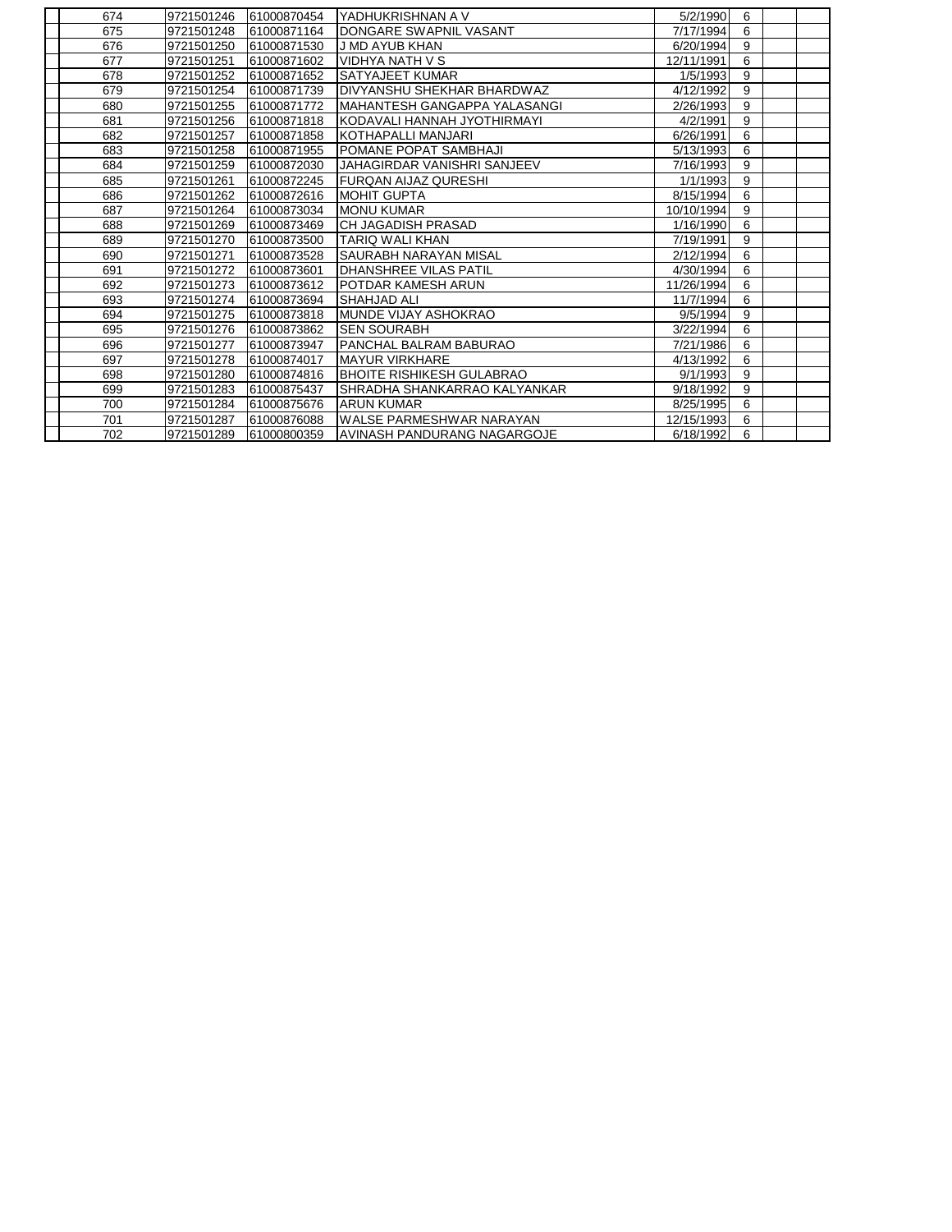| | | | | | | | | |
|---|---|---|---|---|---|---|---|---|
| | 674 | 9721501246 | 61000870454 | YADHUKRISHNAN A V | 5/2/1990 | 6 | | |
| | 675 | 9721501248 | 61000871164 | DONGARE SWAPNIL VASANT | 7/17/1994 | 6 | | |
| | 676 | 9721501250 | 61000871530 | J MD AYUB KHAN | 6/20/1994 | 9 | | |
| | 677 | 9721501251 | 61000871602 | VIDHYA NATH V S | 12/11/1991 | 6 | | |
| | 678 | 9721501252 | 61000871652 | SATYAJEET KUMAR | 1/5/1993 | 9 | | |
| | 679 | 9721501254 | 61000871739 | DIVYANSHU SHEKHAR BHARDWAZ | 4/12/1992 | 9 | | |
| | 680 | 9721501255 | 61000871772 | MAHANTESH GANGAPPA YALASANGI | 2/26/1993 | 9 | | |
| | 681 | 9721501256 | 61000871818 | KODAVALI HANNAH JYOTHIRMAYI | 4/2/1991 | 9 | | |
| | 682 | 9721501257 | 61000871858 | KOTHAPALLI MANJARI | 6/26/1991 | 6 | | |
| | 683 | 9721501258 | 61000871955 | POMANE POPAT SAMBHAJI | 5/13/1993 | 6 | | |
| | 684 | 9721501259 | 61000872030 | JAHAGIRDAR VANISHRI SANJEEV | 7/16/1993 | 9 | | |
| | 685 | 9721501261 | 61000872245 | FURQAN AIJAZ QURESHI | 1/1/1993 | 9 | | |
| | 686 | 9721501262 | 61000872616 | MOHIT GUPTA | 8/15/1994 | 6 | | |
| | 687 | 9721501264 | 61000873034 | MONU KUMAR | 10/10/1994 | 9 | | |
| | 688 | 9721501269 | 61000873469 | CH JAGADISH PRASAD | 1/16/1990 | 6 | | |
| | 689 | 9721501270 | 61000873500 | TARIQ WALI KHAN | 7/19/1991 | 9 | | |
| | 690 | 9721501271 | 61000873528 | SAURABH NARAYAN MISAL | 2/12/1994 | 6 | | |
| | 691 | 9721501272 | 61000873601 | DHANSHREE VILAS PATIL | 4/30/1994 | 6 | | |
| | 692 | 9721501273 | 61000873612 | POTDAR KAMESH ARUN | 11/26/1994 | 6 | | |
| | 693 | 9721501274 | 61000873694 | SHAHJAD ALI | 11/7/1994 | 6 | | |
| | 694 | 9721501275 | 61000873818 | MUNDE VIJAY ASHOKRAO | 9/5/1994 | 9 | | |
| | 695 | 9721501276 | 61000873862 | SEN SOURABH | 3/22/1994 | 6 | | |
| | 696 | 9721501277 | 61000873947 | PANCHAL BALRAM BABURAO | 7/21/1986 | 6 | | |
| | 697 | 9721501278 | 61000874017 | MAYUR VIRKHARE | 4/13/1992 | 6 | | |
| | 698 | 9721501280 | 61000874816 | BHOITE RISHIKESH GULABRAO | 9/1/1993 | 9 | | |
| | 699 | 9721501283 | 61000875437 | SHRADHA SHANKARRAO KALYANKAR | 9/18/1992 | 9 | | |
| | 700 | 9721501284 | 61000875676 | ARUN KUMAR | 8/25/1995 | 6 | | |
| | 701 | 9721501287 | 61000876088 | WALSE PARMESHWAR NARAYAN | 12/15/1993 | 6 | | |
| | 702 | 9721501289 | 61000800359 | AVINASH PANDURANG NAGARGOJE | 6/18/1992 | 6 | | |